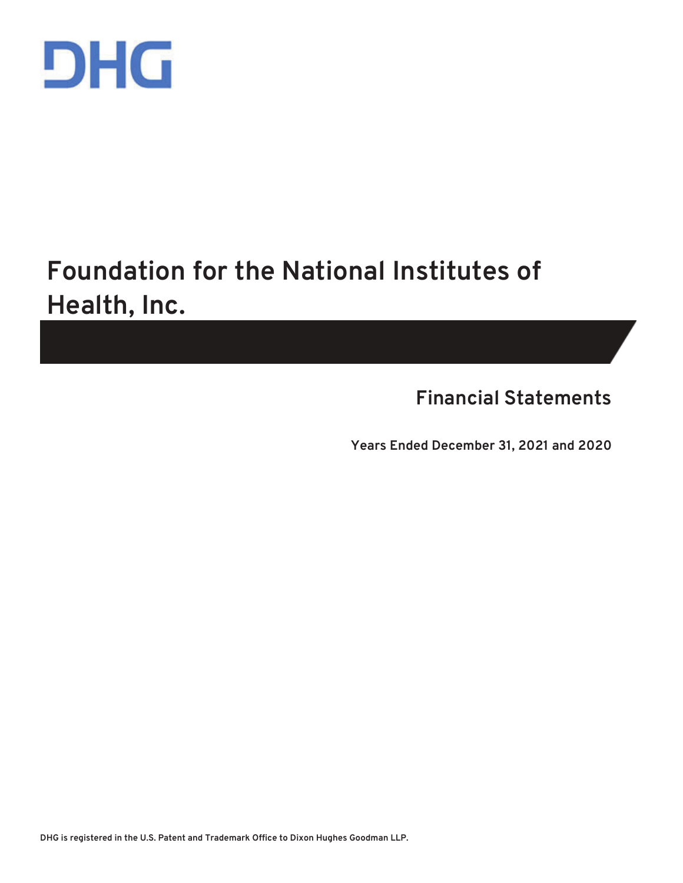DHG

# Foundation for the National Institutes of Health, Inc.

## Financial Statements

**Years Ended December 31, 2021 and 2020**

DHG is registered in the U.S. Patent and Trademark Office to Dixon Hughes Goodman LLP.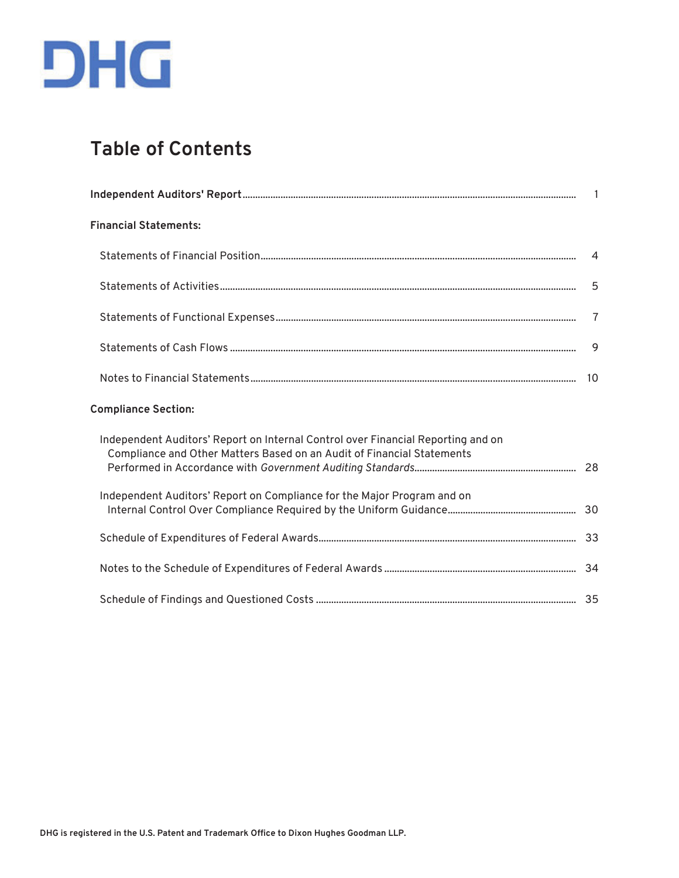DHG

# Table of Contents

| | |
|---|---|
| **Independent Auditors' Report** | 1 |
| **Financial Statements:** | |
| Statements of Financial Position | 4 |
| Statements of Activities | 5 |
| Statements of Functional Expenses | 7 |
| Statements of Cash Flows | 9 |
| Notes to Financial Statements | 10 |
| **Compliance Section:** | |
| Independent Auditors' Report on Internal Control over Financial Reporting and on Compliance and Other Matters Based on an Audit of Financial Statements Performed in Accordance with *Government Auditing Standards* | 28 |
| Independent Auditors' Report on Compliance for the Major Program and on Internal Control Over Compliance Required by the Uniform Guidance | 30 |
| Schedule of Expenditures of Federal Awards | 33 |
| Notes to the Schedule of Expenditures of Federal Awards | 34 |
| Schedule of Findings and Questioned Costs | 35 |

**DHG is registered in the U.S. Patent and Trademark Office to Dixon Hughes Goodman LLP.**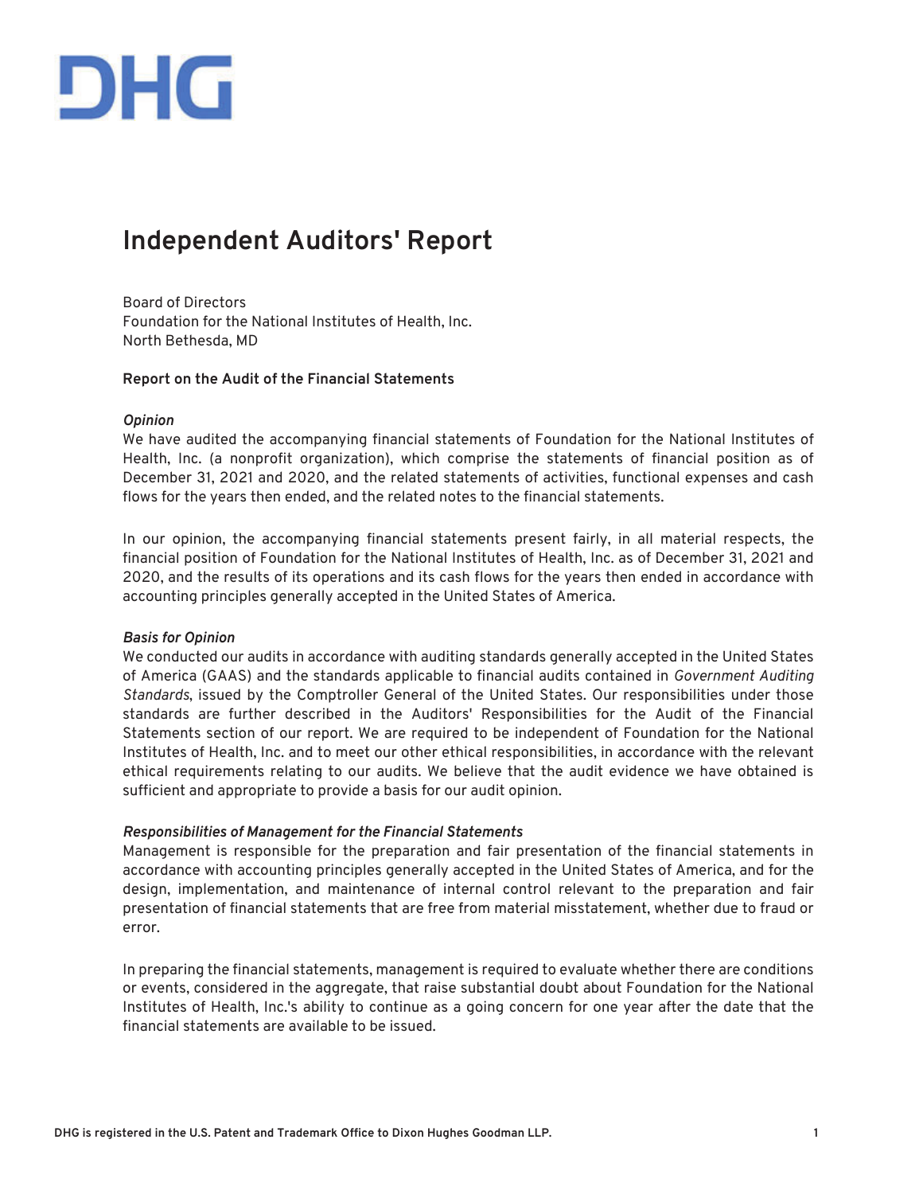DHG

# Independent Auditors' Report

Board of Directors
Foundation for the National Institutes of Health, Inc.
North Bethesda, MD

**Report on the Audit of the Financial Statements**

***Opinion***

We have audited the accompanying financial statements of Foundation for the National Institutes of Health, Inc. (a nonprofit organization), which comprise the statements of financial position as of December 31, 2021 and 2020, and the related statements of activities, functional expenses and cash flows for the years then ended, and the related notes to the financial statements.

In our opinion, the accompanying financial statements present fairly, in all material respects, the financial position of Foundation for the National Institutes of Health, Inc. as of December 31, 2021 and 2020, and the results of its operations and its cash flows for the years then ended in accordance with accounting principles generally accepted in the United States of America.

***Basis for Opinion***

We conducted our audits in accordance with auditing standards generally accepted in the United States of America (GAAS) and the standards applicable to financial audits contained in *Government Auditing Standards*, issued by the Comptroller General of the United States. Our responsibilities under those standards are further described in the Auditors' Responsibilities for the Audit of the Financial Statements section of our report. We are required to be independent of Foundation for the National Institutes of Health, Inc. and to meet our other ethical responsibilities, in accordance with the relevant ethical requirements relating to our audits. We believe that the audit evidence we have obtained is sufficient and appropriate to provide a basis for our audit opinion.

***Responsibilities of Management for the Financial Statements***

Management is responsible for the preparation and fair presentation of the financial statements in accordance with accounting principles generally accepted in the United States of America, and for the design, implementation, and maintenance of internal control relevant to the preparation and fair presentation of financial statements that are free from material misstatement, whether due to fraud or error.

In preparing the financial statements, management is required to evaluate whether there are conditions or events, considered in the aggregate, that raise substantial doubt about Foundation for the National Institutes of Health, Inc.'s ability to continue as a going concern for one year after the date that the financial statements are available to be issued.

**DHG is registered in the U.S. Patent and Trademark Office to Dixon Hughes Goodman LLP.**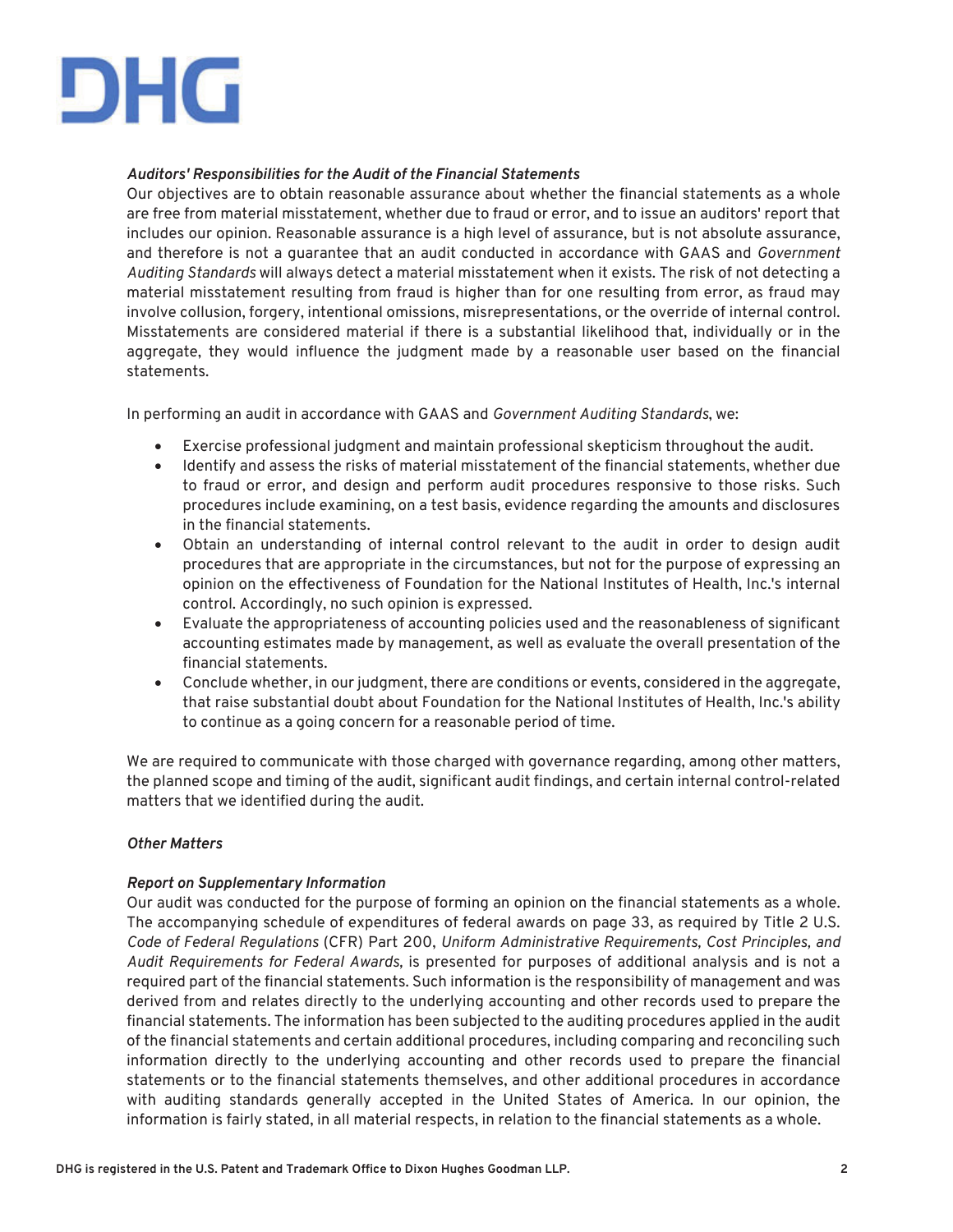***Auditors' Responsibilities for the Audit of the Financial Statements***

Our objectives are to obtain reasonable assurance about whether the financial statements as a whole are free from material misstatement, whether due to fraud or error, and to issue an auditors' report that includes our opinion. Reasonable assurance is a high level of assurance, but is not absolute assurance, and therefore is not a guarantee that an audit conducted in accordance with GAAS and *Government Auditing Standards* will always detect a material misstatement when it exists. The risk of not detecting a material misstatement resulting from fraud is higher than for one resulting from error, as fraud may involve collusion, forgery, intentional omissions, misrepresentations, or the override of internal control. Misstatements are considered material if there is a substantial likelihood that, individually or in the aggregate, they would influence the judgment made by a reasonable user based on the financial statements.

In performing an audit in accordance with GAAS and *Government Auditing Standards*, we:

- Exercise professional judgment and maintain professional skepticism throughout the audit.
- Identify and assess the risks of material misstatement of the financial statements, whether due to fraud or error, and design and perform audit procedures responsive to those risks. Such procedures include examining, on a test basis, evidence regarding the amounts and disclosures in the financial statements.
- Obtain an understanding of internal control relevant to the audit in order to design audit procedures that are appropriate in the circumstances, but not for the purpose of expressing an opinion on the effectiveness of Foundation for the National Institutes of Health, Inc.'s internal control. Accordingly, no such opinion is expressed.
- Evaluate the appropriateness of accounting policies used and the reasonableness of significant accounting estimates made by management, as well as evaluate the overall presentation of the financial statements.
- Conclude whether, in our judgment, there are conditions or events, considered in the aggregate, that raise substantial doubt about Foundation for the National Institutes of Health, Inc.'s ability to continue as a going concern for a reasonable period of time.

We are required to communicate with those charged with governance regarding, among other matters, the planned scope and timing of the audit, significant audit findings, and certain internal control-related matters that we identified during the audit.

***Other Matters***

***Report on Supplementary Information***

Our audit was conducted for the purpose of forming an opinion on the financial statements as a whole. The accompanying schedule of expenditures of federal awards on page 33, as required by Title 2 U.S. *Code of Federal Regulations* (CFR) Part 200, *Uniform Administrative Requirements, Cost Principles, and Audit Requirements for Federal Awards,* is presented for purposes of additional analysis and is not a required part of the financial statements. Such information is the responsibility of management and was derived from and relates directly to the underlying accounting and other records used to prepare the financial statements. The information has been subjected to the auditing procedures applied in the audit of the financial statements and certain additional procedures, including comparing and reconciling such information directly to the underlying accounting and other records used to prepare the financial statements or to the financial statements themselves, and other additional procedures in accordance with auditing standards generally accepted in the United States of America. In our opinion, the information is fairly stated, in all material respects, in relation to the financial statements as a whole.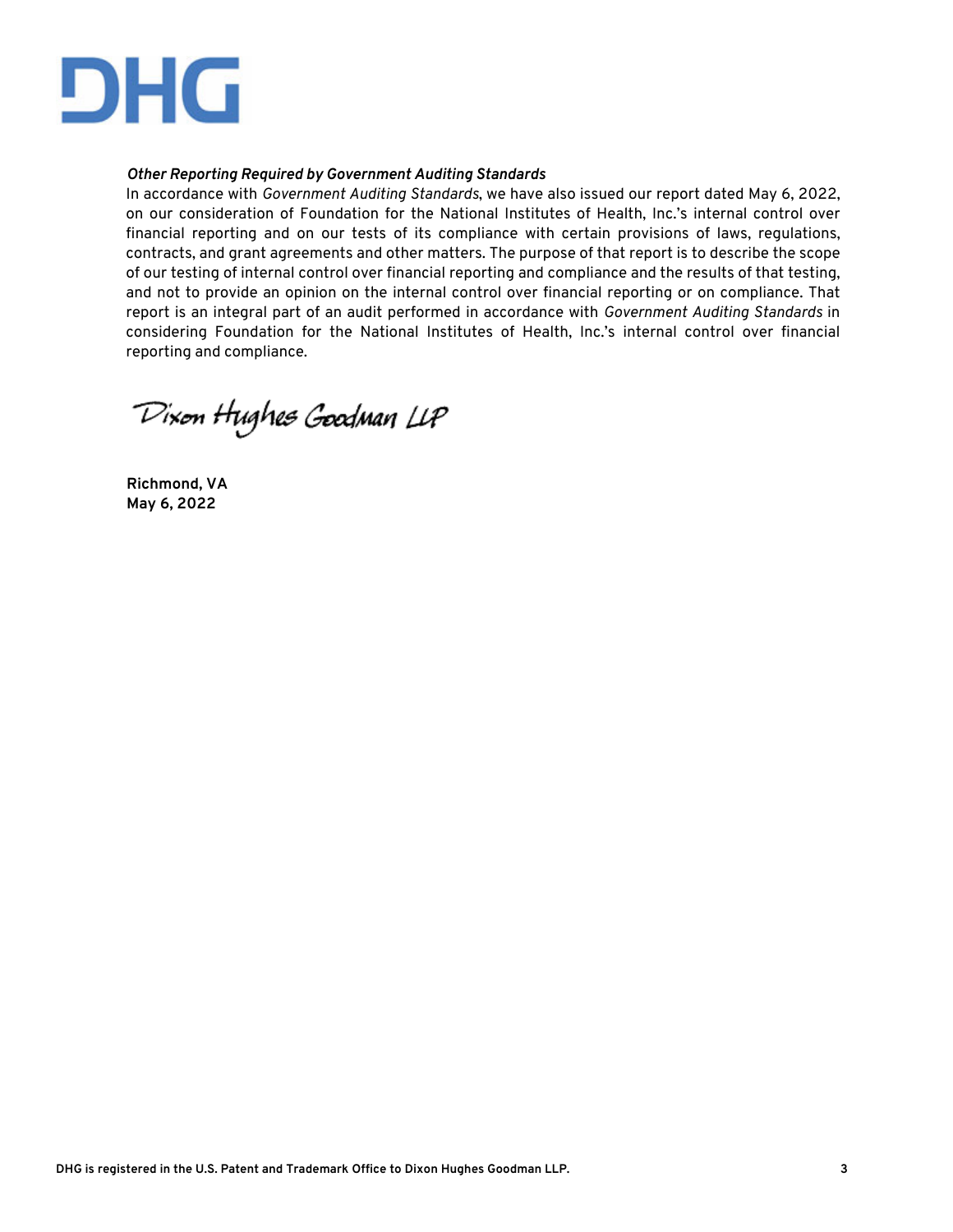*Other Reporting Required by Government Auditing Standards*

In accordance with *Government Auditing Standards*, we have also issued our report dated May 6, 2022, on our consideration of Foundation for the National Institutes of Health, Inc.'s internal control over financial reporting and on our tests of its compliance with certain provisions of laws, regulations, contracts, and grant agreements and other matters. The purpose of that report is to describe the scope of our testing of internal control over financial reporting and compliance and the results of that testing, and not to provide an opinion on the internal control over financial reporting or on compliance. That report is an integral part of an audit performed in accordance with *Government Auditing Standards* in considering Foundation for the National Institutes of Health, Inc.'s internal control over financial reporting and compliance.

Dixon Hughes Goodman LLP

**Richmond, VA**
**May 6, 2022**

DHG is registered in the U.S. Patent and Trademark Office to Dixon Hughes Goodman LLP.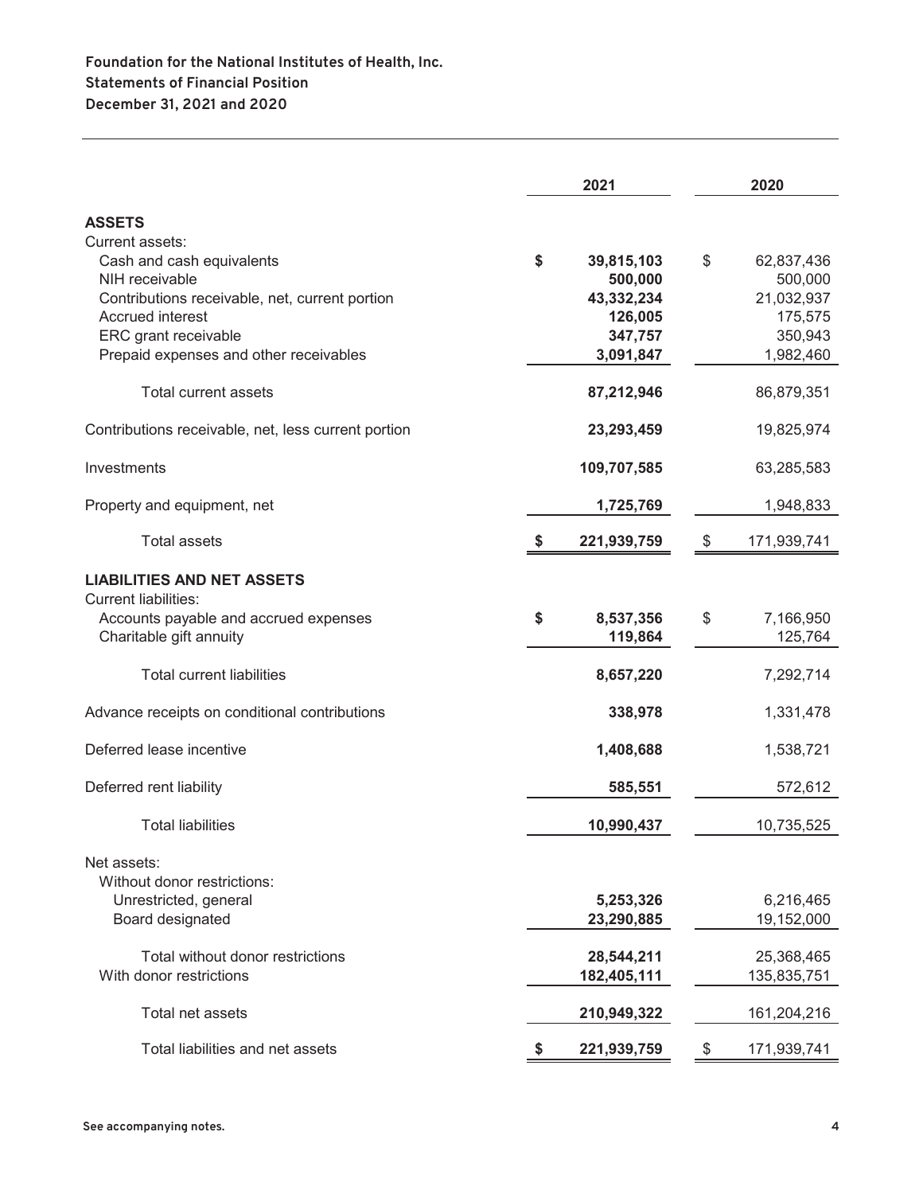**Foundation for the National Institutes of Health, Inc.**
**Statements of Financial Position**
**December 31, 2021 and 2020**

| | 2021 | 2020 |
|---|---|---|
| **ASSETS** | | |
| Current assets: | | |
| Cash and cash equivalents | **$ 39,815,103** | $ 62,837,436 |
| NIH receivable | **500,000** | 500,000 |
| Contributions receivable, net, current portion | **43,332,234** | 21,032,937 |
| Accrued interest | **126,005** | 175,575 |
| ERC grant receivable | **347,757** | 350,943 |
| Prepaid expenses and other receivables | **3,091,847** | 1,982,460 |
| Total current assets | **87,212,946** | 86,879,351 |
| Contributions receivable, net, less current portion | **23,293,459** | 19,825,974 |
| Investments | **109,707,585** | 63,285,583 |
| Property and equipment, net | **1,725,769** | 1,948,833 |
| Total assets | **$ 221,939,759** | $ 171,939,741 |
| **LIABILITIES AND NET ASSETS** | | |
| Current liabilities: | | |
| Accounts payable and accrued expenses | **$ 8,537,356** | $ 7,166,950 |
| Charitable gift annuity | **119,864** | 125,764 |
| Total current liabilities | **8,657,220** | 7,292,714 |
| Advance receipts on conditional contributions | **338,978** | 1,331,478 |
| Deferred lease incentive | **1,408,688** | 1,538,721 |
| Deferred rent liability | **585,551** | 572,612 |
| Total liabilities | **10,990,437** | 10,735,525 |
| Net assets: | | |
| Without donor restrictions: | | |
| Unrestricted, general | **5,253,326** | 6,216,465 |
| Board designated | **23,290,885** | 19,152,000 |
| Total without donor restrictions | **28,544,211** | 25,368,465 |
| With donor restrictions | **182,405,111** | 135,835,751 |
| Total net assets | **210,949,322** | 161,204,216 |
| Total liabilities and net assets | **$ 221,939,759** | $ 171,939,741 |

**See accompanying notes.**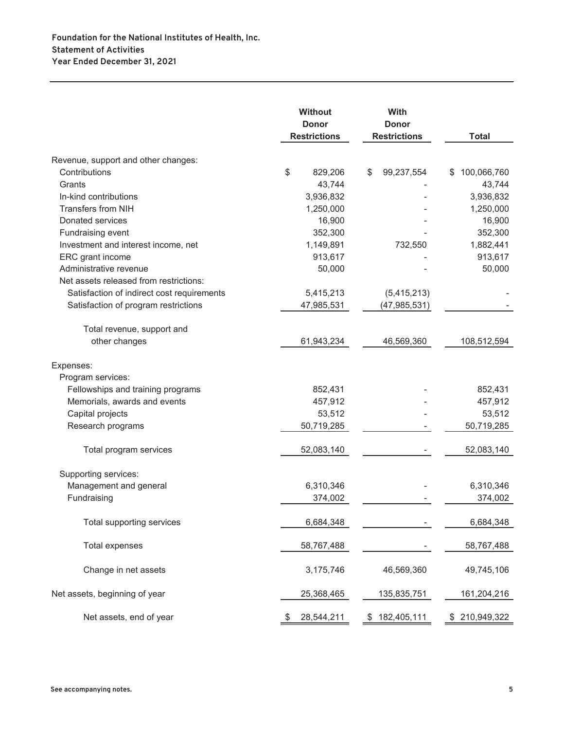**Foundation for the National Institutes of Health, Inc.**
**Statement of Activities**
**Year Ended December 31, 2021**

| | Without Donor Restrictions | With Donor Restrictions | Total |
|---|---|---|---|
| Revenue, support and other changes: | | | |
| Contributions | $ 829,206 | $ 99,237,554 | $ 100,066,760 |
| Grants | 43,744 | - | 43,744 |
| In-kind contributions | 3,936,832 | - | 3,936,832 |
| Transfers from NIH | 1,250,000 | - | 1,250,000 |
| Donated services | 16,900 | - | 16,900 |
| Fundraising event | 352,300 | - | 352,300 |
| Investment and interest income, net | 1,149,891 | 732,550 | 1,882,441 |
| ERC grant income | 913,617 | - | 913,617 |
| Administrative revenue | 50,000 | - | 50,000 |
| Net assets released from restrictions: | | | |
| Satisfaction of indirect cost requirements | 5,415,213 | (5,415,213) | - |
| Satisfaction of program restrictions | 47,985,531 | (47,985,531) | - |
| Total revenue, support and other changes | 61,943,234 | 46,569,360 | 108,512,594 |
| Expenses: | | | |
| Program services: | | | |
| Fellowships and training programs | 852,431 | - | 852,431 |
| Memorials, awards and events | 457,912 | - | 457,912 |
| Capital projects | 53,512 | - | 53,512 |
| Research programs | 50,719,285 | - | 50,719,285 |
| Total program services | 52,083,140 | - | 52,083,140 |
| Supporting services: | | | |
| Management and general | 6,310,346 | - | 6,310,346 |
| Fundraising | 374,002 | - | 374,002 |
| Total supporting services | 6,684,348 | - | 6,684,348 |
| Total expenses | 58,767,488 | - | 58,767,488 |
| Change in net assets | 3,175,746 | 46,569,360 | 49,745,106 |
| Net assets, beginning of year | 25,368,465 | 135,835,751 | 161,204,216 |
| Net assets, end of year | $ 28,544,211 | $ 182,405,111 | $ 210,949,322 |

See accompanying notes.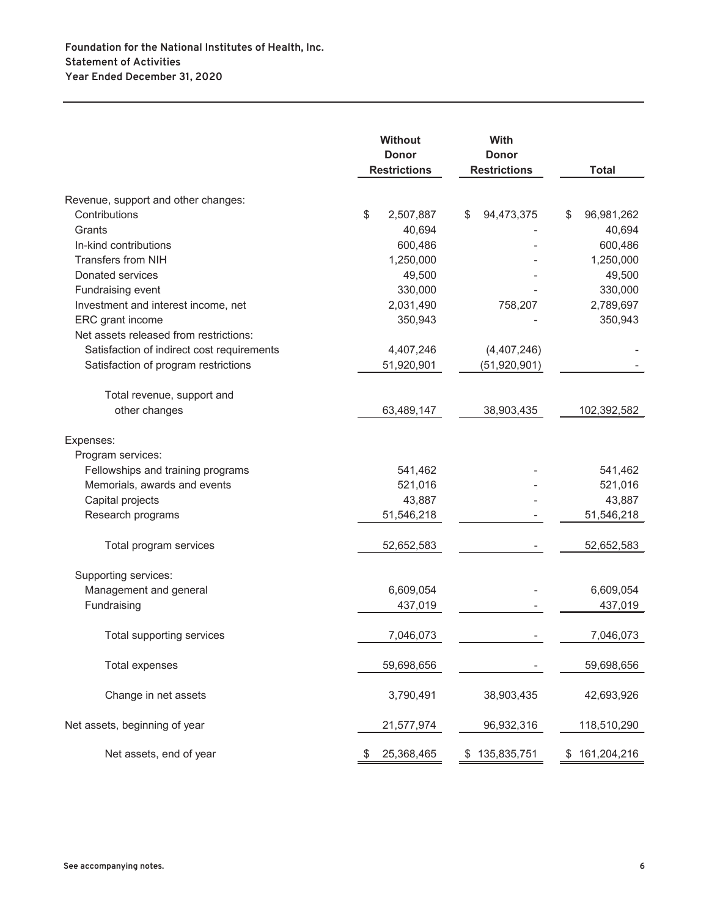**Foundation for the National Institutes of Health, Inc.**
**Statement of Activities**
**Year Ended December 31, 2020**

| | Without Donor Restrictions | With Donor Restrictions | Total |
|---|---|---|---|
| Revenue, support and other changes: | | | |
| Contributions | $ 2,507,887 | $ 94,473,375 | $ 96,981,262 |
| Grants | 40,694 | - | 40,694 |
| In-kind contributions | 600,486 | - | 600,486 |
| Transfers from NIH | 1,250,000 | - | 1,250,000 |
| Donated services | 49,500 | - | 49,500 |
| Fundraising event | 330,000 | - | 330,000 |
| Investment and interest income, net | 2,031,490 | 758,207 | 2,789,697 |
| ERC grant income | 350,943 | - | 350,943 |
| Net assets released from restrictions: | | | |
| Satisfaction of indirect cost requirements | 4,407,246 | (4,407,246) | - |
| Satisfaction of program restrictions | 51,920,901 | (51,920,901) | - |
| Total revenue, support and other changes | 63,489,147 | 38,903,435 | 102,392,582 |
| Expenses: | | | |
| Program services: | | | |
| Fellowships and training programs | 541,462 | - | 541,462 |
| Memorials, awards and events | 521,016 | - | 521,016 |
| Capital projects | 43,887 | - | 43,887 |
| Research programs | 51,546,218 | - | 51,546,218 |
| Total program services | 52,652,583 | - | 52,652,583 |
| Supporting services: | | | |
| Management and general | 6,609,054 | - | 6,609,054 |
| Fundraising | 437,019 | - | 437,019 |
| Total supporting services | 7,046,073 | - | 7,046,073 |
| Total expenses | 59,698,656 | - | 59,698,656 |
| Change in net assets | 3,790,491 | 38,903,435 | 42,693,926 |
| Net assets, beginning of year | 21,577,974 | 96,932,316 | 118,510,290 |
| Net assets, end of year | $ 25,368,465 | $ 135,835,751 | $ 161,204,216 |

See accompanying notes.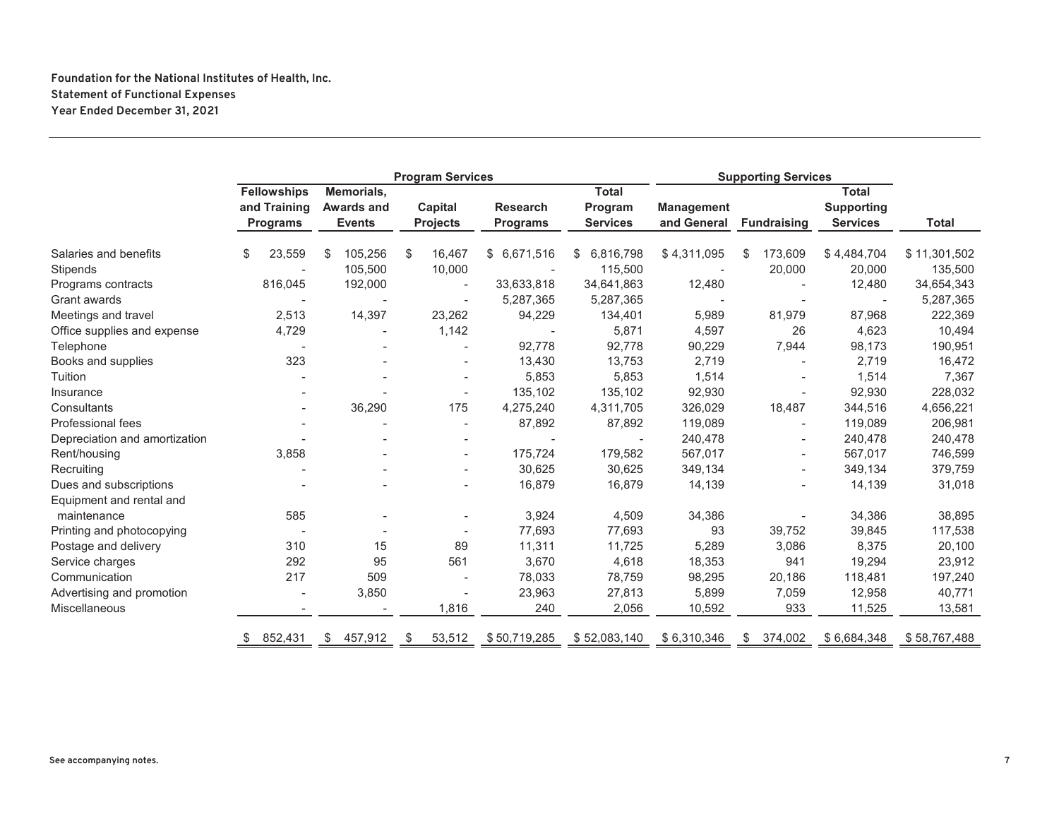**Foundation for the National Institutes of Health, Inc.**
**Statement of Functional Expenses**
**Year Ended December 31, 2021**

| | Program Services | | | | | Supporting Services | | | |
|---|---|---|---|---|---|---|---|---|---|
| | Fellowships and Training Programs | Memorials, Awards and Events | Capital Projects | Research Programs | Total Program Services | Management and General | Fundraising | Total Supporting Services | Total |
| Salaries and benefits | $ 23,559 | $ 105,256 | $ 16,467 | $ 6,671,516 | $ 6,816,798 | $ 4,311,095 | $ 173,609 | $ 4,484,704 | $ 11,301,502 |
| Stipends | - | 105,500 | 10,000 | - | 115,500 | - | 20,000 | 20,000 | 135,500 |
| Programs contracts | 816,045 | 192,000 | - | 33,633,818 | 34,641,863 | 12,480 | - | 12,480 | 34,654,343 |
| Grant awards | - | - | - | 5,287,365 | 5,287,365 | - | - | - | 5,287,365 |
| Meetings and travel | 2,513 | 14,397 | 23,262 | 94,229 | 134,401 | 5,989 | 81,979 | 87,968 | 222,369 |
| Office supplies and expense | 4,729 | - | 1,142 | - | 5,871 | 4,597 | 26 | 4,623 | 10,494 |
| Telephone | - | - | - | 92,778 | 92,778 | 90,229 | 7,944 | 98,173 | 190,951 |
| Books and supplies | 323 | - | - | 13,430 | 13,753 | 2,719 | - | 2,719 | 16,472 |
| Tuition | - | - | - | 5,853 | 5,853 | 1,514 | - | 1,514 | 7,367 |
| Insurance | - | - | - | 135,102 | 135,102 | 92,930 | - | 92,930 | 228,032 |
| Consultants | - | 36,290 | 175 | 4,275,240 | 4,311,705 | 326,029 | 18,487 | 344,516 | 4,656,221 |
| Professional fees | - | - | - | 87,892 | 87,892 | 119,089 | - | 119,089 | 206,981 |
| Depreciation and amortization | - | - | - | - | - | 240,478 | - | 240,478 | 240,478 |
| Rent/housing | 3,858 | - | - | 175,724 | 179,582 | 567,017 | - | 567,017 | 746,599 |
| Recruiting | - | - | - | 30,625 | 30,625 | 349,134 | - | 349,134 | 379,759 |
| Dues and subscriptions | - | - | - | 16,879 | 16,879 | 14,139 | - | 14,139 | 31,018 |
| Equipment and rental and maintenance | 585 | - | - | 3,924 | 4,509 | 34,386 | - | 34,386 | 38,895 |
| Printing and photocopying | - | - | - | 77,693 | 77,693 | 93 | 39,752 | 39,845 | 117,538 |
| Postage and delivery | 310 | 15 | 89 | 11,311 | 11,725 | 5,289 | 3,086 | 8,375 | 20,100 |
| Service charges | 292 | 95 | 561 | 3,670 | 4,618 | 18,353 | 941 | 19,294 | 23,912 |
| Communication | 217 | 509 | - | 78,033 | 78,759 | 98,295 | 20,186 | 118,481 | 197,240 |
| Advertising and promotion | - | 3,850 | - | 23,963 | 27,813 | 5,899 | 7,059 | 12,958 | 40,771 |
| Miscellaneous | - | - | 1,816 | 240 | 2,056 | 10,592 | 933 | 11,525 | 13,581 |
| | $ 852,431 | $ 457,912 | $ 53,512 | $ 50,719,285 | $ 52,083,140 | $ 6,310,346 | $ 374,002 | $ 6,684,348 | $ 58,767,488 |

**See accompanying notes.**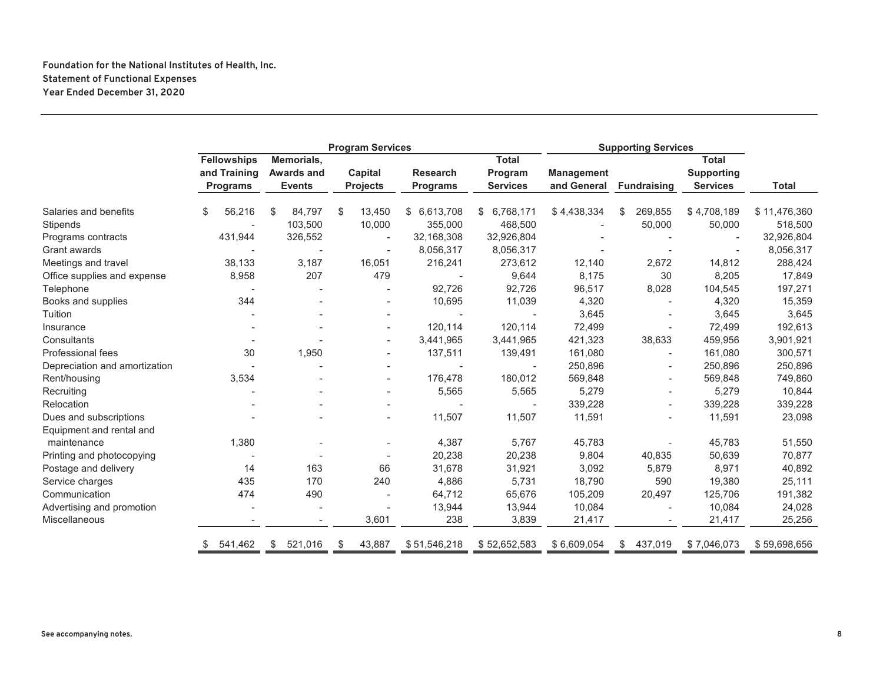**Foundation for the National Institutes of Health, Inc.**
**Statement of Functional Expenses**
**Year Ended December 31, 2020**

| | Program Services | | | | | Supporting Services | | | |
|---|---|---|---|---|---|---|---|---|---|
| | Fellowships and Training Programs | Memorials, Awards and Events | Capital Projects | Research Programs | Total Program Services | Management and General | Fundraising | Total Supporting Services | Total |
| Salaries and benefits | $ 56,216 | $ 84,797 | $ 13,450 | $ 6,613,708 | $ 6,768,171 | $ 4,438,334 | $ 269,855 | $ 4,708,189 | $ 11,476,360 |
| Stipends | - | 103,500 | 10,000 | 355,000 | 468,500 | - | 50,000 | 50,000 | 518,500 |
| Programs contracts | 431,944 | 326,552 | - | 32,168,308 | 32,926,804 | - | - | - | 32,926,804 |
| Grant awards | - | - | - | 8,056,317 | 8,056,317 | - | - | - | 8,056,317 |
| Meetings and travel | 38,133 | 3,187 | 16,051 | 216,241 | 273,612 | 12,140 | 2,672 | 14,812 | 288,424 |
| Office supplies and expense | 8,958 | 207 | 479 | - | 9,644 | 8,175 | 30 | 8,205 | 17,849 |
| Telephone | - | - | - | 92,726 | 92,726 | 96,517 | 8,028 | 104,545 | 197,271 |
| Books and supplies | 344 | - | - | 10,695 | 11,039 | 4,320 | - | 4,320 | 15,359 |
| Tuition | - | - | - | - | - | 3,645 | - | 3,645 | 3,645 |
| Insurance | - | - | - | 120,114 | 120,114 | 72,499 | - | 72,499 | 192,613 |
| Consultants | - | - | - | 3,441,965 | 3,441,965 | 421,323 | 38,633 | 459,956 | 3,901,921 |
| Professional fees | 30 | 1,950 | - | 137,511 | 139,491 | 161,080 | - | 161,080 | 300,571 |
| Depreciation and amortization | - | - | - | - | - | 250,896 | - | 250,896 | 250,896 |
| Rent/housing | 3,534 | - | - | 176,478 | 180,012 | 569,848 | - | 569,848 | 749,860 |
| Recruiting | - | - | - | 5,565 | 5,565 | 5,279 | - | 5,279 | 10,844 |
| Relocation | - | - | - | - | - | 339,228 | - | 339,228 | 339,228 |
| Dues and subscriptions | - | - | - | 11,507 | 11,507 | 11,591 | - | 11,591 | 23,098 |
| Equipment and rental and maintenance | 1,380 | - | - | 4,387 | 5,767 | 45,783 | - | 45,783 | 51,550 |
| Printing and photocopying | - | - | - | 20,238 | 20,238 | 9,804 | 40,835 | 50,639 | 70,877 |
| Postage and delivery | 14 | 163 | 66 | 31,678 | 31,921 | 3,092 | 5,879 | 8,971 | 40,892 |
| Service charges | 435 | 170 | 240 | 4,886 | 5,731 | 18,790 | 590 | 19,380 | 25,111 |
| Communication | 474 | 490 | - | 64,712 | 65,676 | 105,209 | 20,497 | 125,706 | 191,382 |
| Advertising and promotion | - | - | - | 13,944 | 13,944 | 10,084 | - | 10,084 | 24,028 |
| Miscellaneous | - | - | 3,601 | 238 | 3,839 | 21,417 | - | 21,417 | 25,256 |
| | $ 541,462 | $ 521,016 | $ 43,887 | $ 51,546,218 | $ 52,652,583 | $ 6,609,054 | $ 437,019 | $ 7,046,073 | $ 59,698,656 |

See accompanying notes.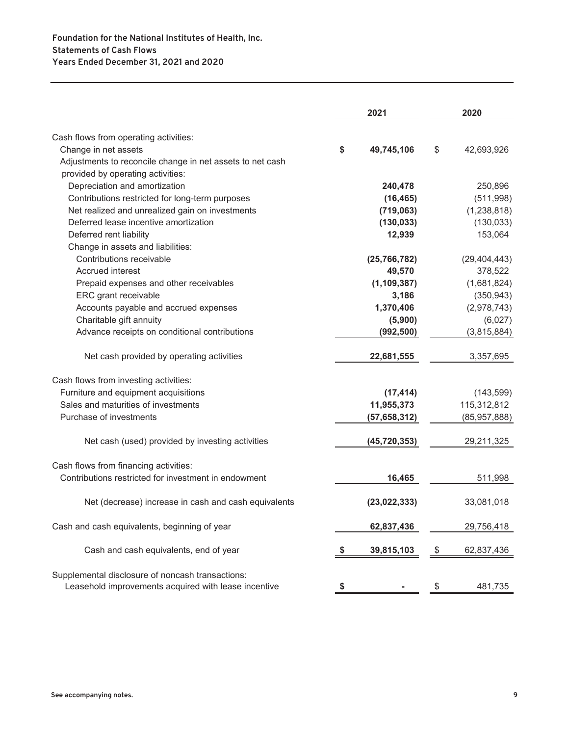**Foundation for the National Institutes of Health, Inc.**
**Statements of Cash Flows**
**Years Ended December 31, 2021 and 2020**

| | 2021 | 2020 |
|---|---|---|
| Cash flows from operating activities: | | |
| Change in net assets | $ 49,745,106 | $ 42,693,926 |
| Adjustments to reconcile change in net assets to net cash provided by operating activities: | | |
| Depreciation and amortization | 240,478 | 250,896 |
| Contributions restricted for long-term purposes | (16,465) | (511,998) |
| Net realized and unrealized gain on investments | (719,063) | (1,238,818) |
| Deferred lease incentive amortization | (130,033) | (130,033) |
| Deferred rent liability | 12,939 | 153,064 |
| Change in assets and liabilities: | | |
| Contributions receivable | (25,766,782) | (29,404,443) |
| Accrued interest | 49,570 | 378,522 |
| Prepaid expenses and other receivables | (1,109,387) | (1,681,824) |
| ERC grant receivable | 3,186 | (350,943) |
| Accounts payable and accrued expenses | 1,370,406 | (2,978,743) |
| Charitable gift annuity | (5,900) | (6,027) |
| Advance receipts on conditional contributions | (992,500) | (3,815,884) |
| Net cash provided by operating activities | 22,681,555 | 3,357,695 |
| Cash flows from investing activities: | | |
| Furniture and equipment acquisitions | (17,414) | (143,599) |
| Sales and maturities of investments | 11,955,373 | 115,312,812 |
| Purchase of investments | (57,658,312) | (85,957,888) |
| Net cash (used) provided by investing activities | (45,720,353) | 29,211,325 |
| Cash flows from financing activities: | | |
| Contributions restricted for investment in endowment | 16,465 | 511,998 |
| Net (decrease) increase in cash and cash equivalents | (23,022,333) | 33,081,018 |
| Cash and cash equivalents, beginning of year | 62,837,436 | 29,756,418 |
| Cash and cash equivalents, end of year | $ 39,815,103 | $ 62,837,436 |
| Supplemental disclosure of noncash transactions: | | |
| Leasehold improvements acquired with lease incentive | $ - | $ 481,735 |

See accompanying notes.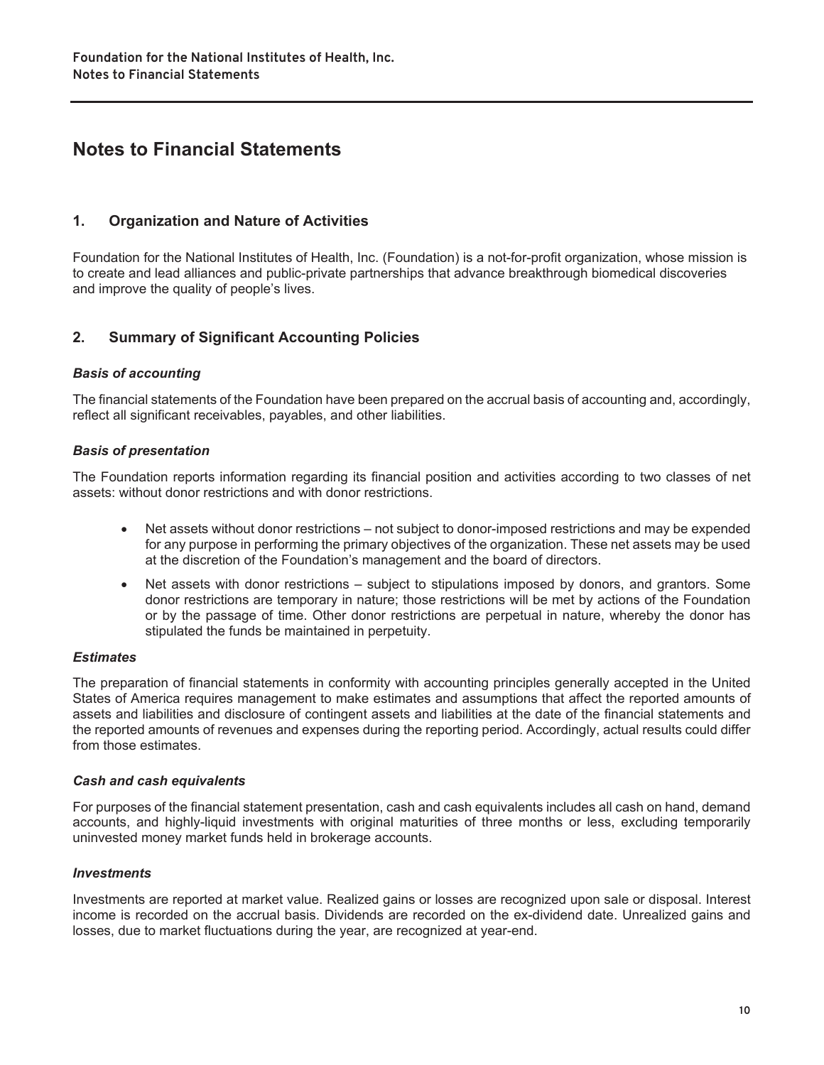# Notes to Financial Statements

## 1. Organization and Nature of Activities

Foundation for the National Institutes of Health, Inc. (Foundation) is a not-for-profit organization, whose mission is to create and lead alliances and public-private partnerships that advance breakthrough biomedical discoveries and improve the quality of people's lives.

## 2. Summary of Significant Accounting Policies

### *Basis of accounting*

The financial statements of the Foundation have been prepared on the accrual basis of accounting and, accordingly, reflect all significant receivables, payables, and other liabilities.

### *Basis of presentation*

The Foundation reports information regarding its financial position and activities according to two classes of net assets: without donor restrictions and with donor restrictions.

- Net assets without donor restrictions – not subject to donor-imposed restrictions and may be expended for any purpose in performing the primary objectives of the organization. These net assets may be used at the discretion of the Foundation's management and the board of directors.
- Net assets with donor restrictions – subject to stipulations imposed by donors, and grantors. Some donor restrictions are temporary in nature; those restrictions will be met by actions of the Foundation or by the passage of time. Other donor restrictions are perpetual in nature, whereby the donor has stipulated the funds be maintained in perpetuity.

### *Estimates*

The preparation of financial statements in conformity with accounting principles generally accepted in the United States of America requires management to make estimates and assumptions that affect the reported amounts of assets and liabilities and disclosure of contingent assets and liabilities at the date of the financial statements and the reported amounts of revenues and expenses during the reporting period. Accordingly, actual results could differ from those estimates.

### *Cash and cash equivalents*

For purposes of the financial statement presentation, cash and cash equivalents includes all cash on hand, demand accounts, and highly-liquid investments with original maturities of three months or less, excluding temporarily uninvested money market funds held in brokerage accounts.

### *Investments*

Investments are reported at market value. Realized gains or losses are recognized upon sale or disposal. Interest income is recorded on the accrual basis. Dividends are recorded on the ex-dividend date. Unrealized gains and losses, due to market fluctuations during the year, are recognized at year-end.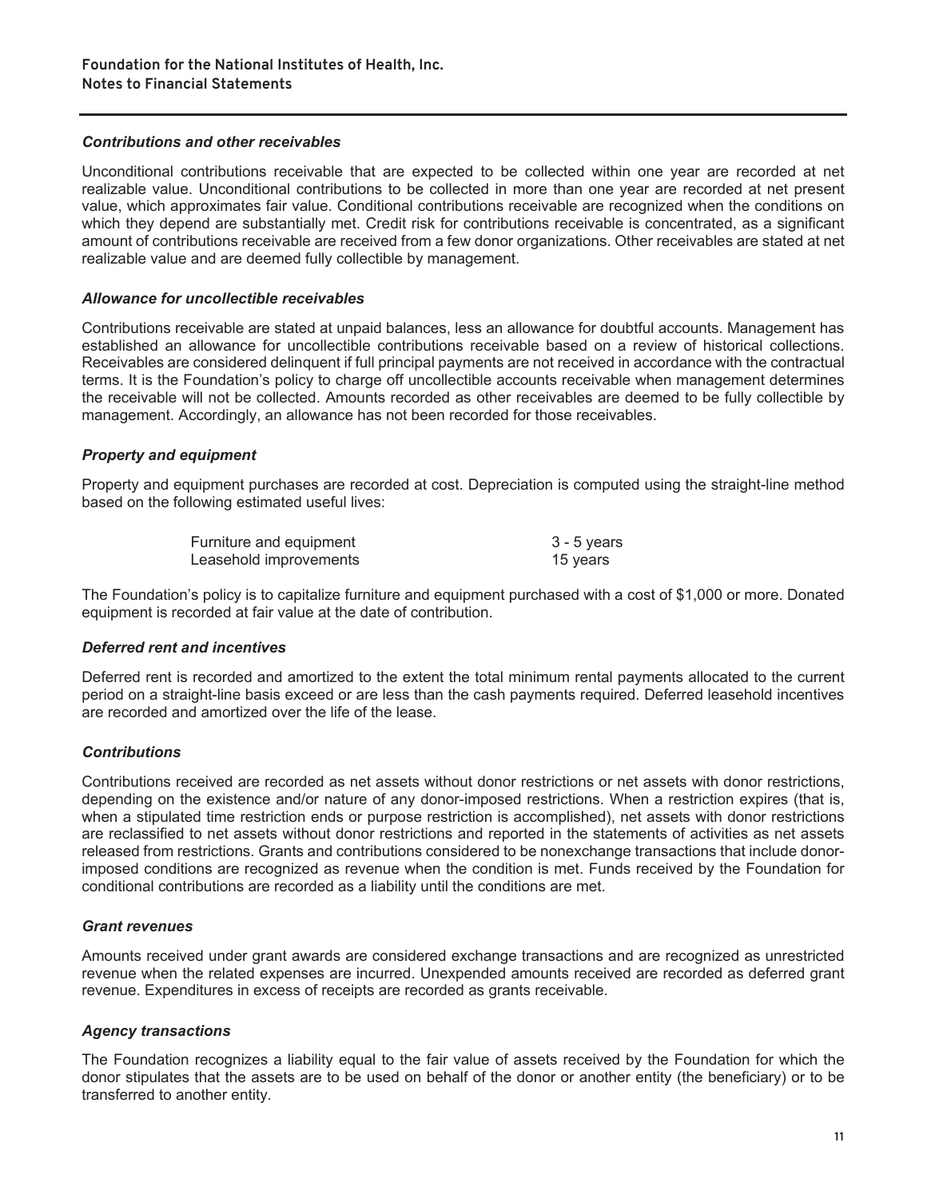#### *Contributions and other receivables*

Unconditional contributions receivable that are expected to be collected within one year are recorded at net realizable value. Unconditional contributions to be collected in more than one year are recorded at net present value, which approximates fair value. Conditional contributions receivable are recognized when the conditions on which they depend are substantially met. Credit risk for contributions receivable is concentrated, as a significant amount of contributions receivable are received from a few donor organizations. Other receivables are stated at net realizable value and are deemed fully collectible by management.

#### *Allowance for uncollectible receivables*

Contributions receivable are stated at unpaid balances, less an allowance for doubtful accounts. Management has established an allowance for uncollectible contributions receivable based on a review of historical collections. Receivables are considered delinquent if full principal payments are not received in accordance with the contractual terms. It is the Foundation's policy to charge off uncollectible accounts receivable when management determines the receivable will not be collected. Amounts recorded as other receivables are deemed to be fully collectible by management. Accordingly, an allowance has not been recorded for those receivables.

#### *Property and equipment*

Property and equipment purchases are recorded at cost. Depreciation is computed using the straight-line method based on the following estimated useful lives:

| | |
|---|---|
| Furniture and equipment | 3 - 5 years |
| Leasehold improvements | 15 years |

The Foundation's policy is to capitalize furniture and equipment purchased with a cost of $1,000 or more. Donated equipment is recorded at fair value at the date of contribution.

#### *Deferred rent and incentives*

Deferred rent is recorded and amortized to the extent the total minimum rental payments allocated to the current period on a straight-line basis exceed or are less than the cash payments required. Deferred leasehold incentives are recorded and amortized over the life of the lease.

#### *Contributions*

Contributions received are recorded as net assets without donor restrictions or net assets with donor restrictions, depending on the existence and/or nature of any donor-imposed restrictions. When a restriction expires (that is, when a stipulated time restriction ends or purpose restriction is accomplished), net assets with donor restrictions are reclassified to net assets without donor restrictions and reported in the statements of activities as net assets released from restrictions. Grants and contributions considered to be nonexchange transactions that include donor-imposed conditions are recognized as revenue when the condition is met. Funds received by the Foundation for conditional contributions are recorded as a liability until the conditions are met.

#### *Grant revenues*

Amounts received under grant awards are considered exchange transactions and are recognized as unrestricted revenue when the related expenses are incurred. Unexpended amounts received are recorded as deferred grant revenue. Expenditures in excess of receipts are recorded as grants receivable.

#### *Agency transactions*

The Foundation recognizes a liability equal to the fair value of assets received by the Foundation for which the donor stipulates that the assets are to be used on behalf of the donor or another entity (the beneficiary) or to be transferred to another entity.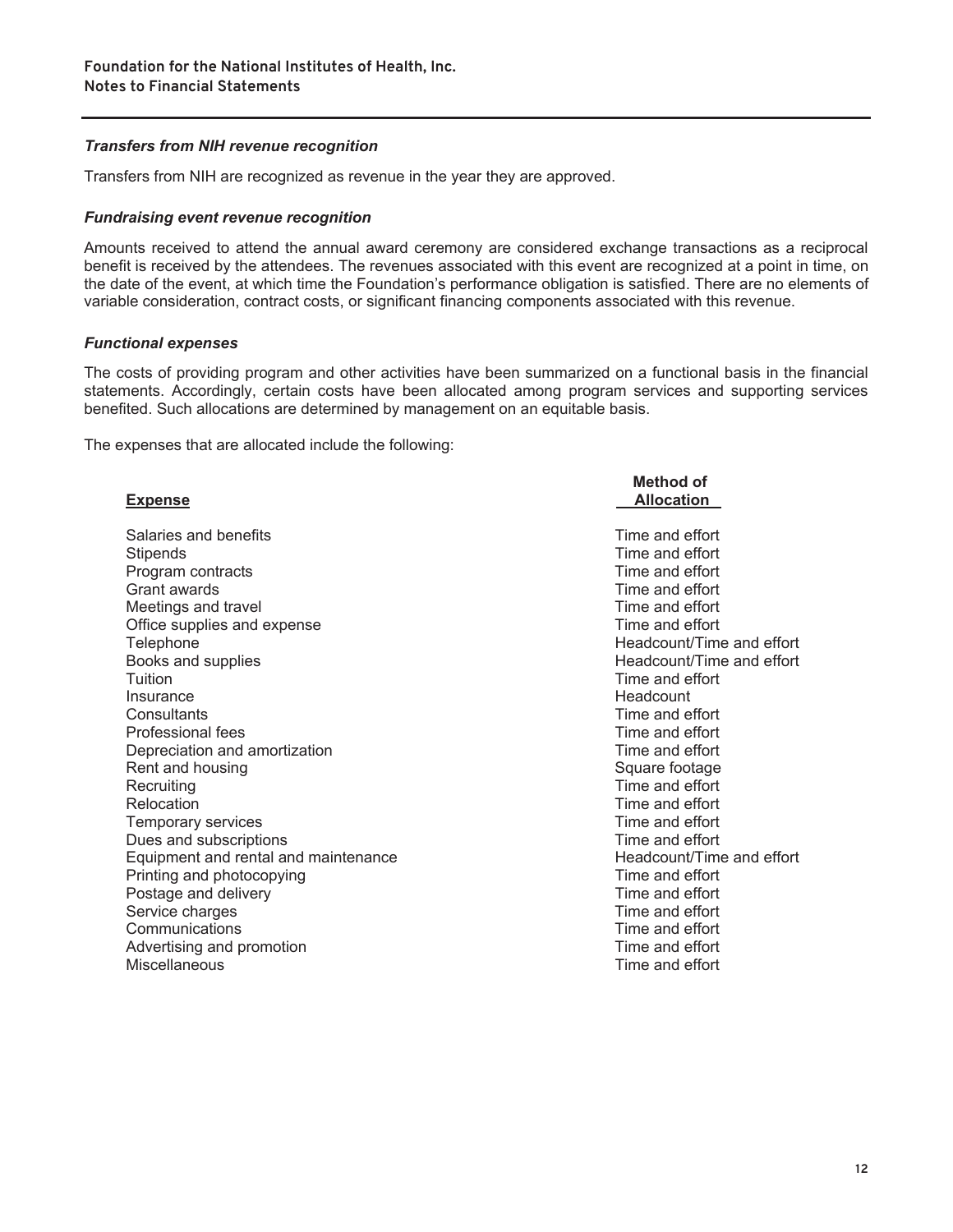### *Transfers from NIH revenue recognition*

Transfers from NIH are recognized as revenue in the year they are approved.

### *Fundraising event revenue recognition*

Amounts received to attend the annual award ceremony are considered exchange transactions as a reciprocal benefit is received by the attendees. The revenues associated with this event are recognized at a point in time, on the date of the event, at which time the Foundation's performance obligation is satisfied. There are no elements of variable consideration, contract costs, or significant financing components associated with this revenue.

### *Functional expenses*

The costs of providing program and other activities have been summarized on a functional basis in the financial statements. Accordingly, certain costs have been allocated among program services and supporting services benefited. Such allocations are determined by management on an equitable basis.

The expenses that are allocated include the following:

| Expense | Method of Allocation |
|---|---|
| Salaries and benefits | Time and effort |
| Stipends | Time and effort |
| Program contracts | Time and effort |
| Grant awards | Time and effort |
| Meetings and travel | Time and effort |
| Office supplies and expense | Time and effort |
| Telephone | Headcount/Time and effort |
| Books and supplies | Headcount/Time and effort |
| Tuition | Time and effort |
| Insurance | Headcount |
| Consultants | Time and effort |
| Professional fees | Time and effort |
| Depreciation and amortization | Time and effort |
| Rent and housing | Square footage |
| Recruiting | Time and effort |
| Relocation | Time and effort |
| Temporary services | Time and effort |
| Dues and subscriptions | Time and effort |
| Equipment and rental and maintenance | Headcount/Time and effort |
| Printing and photocopying | Time and effort |
| Postage and delivery | Time and effort |
| Service charges | Time and effort |
| Communications | Time and effort |
| Advertising and promotion | Time and effort |
| Miscellaneous | Time and effort |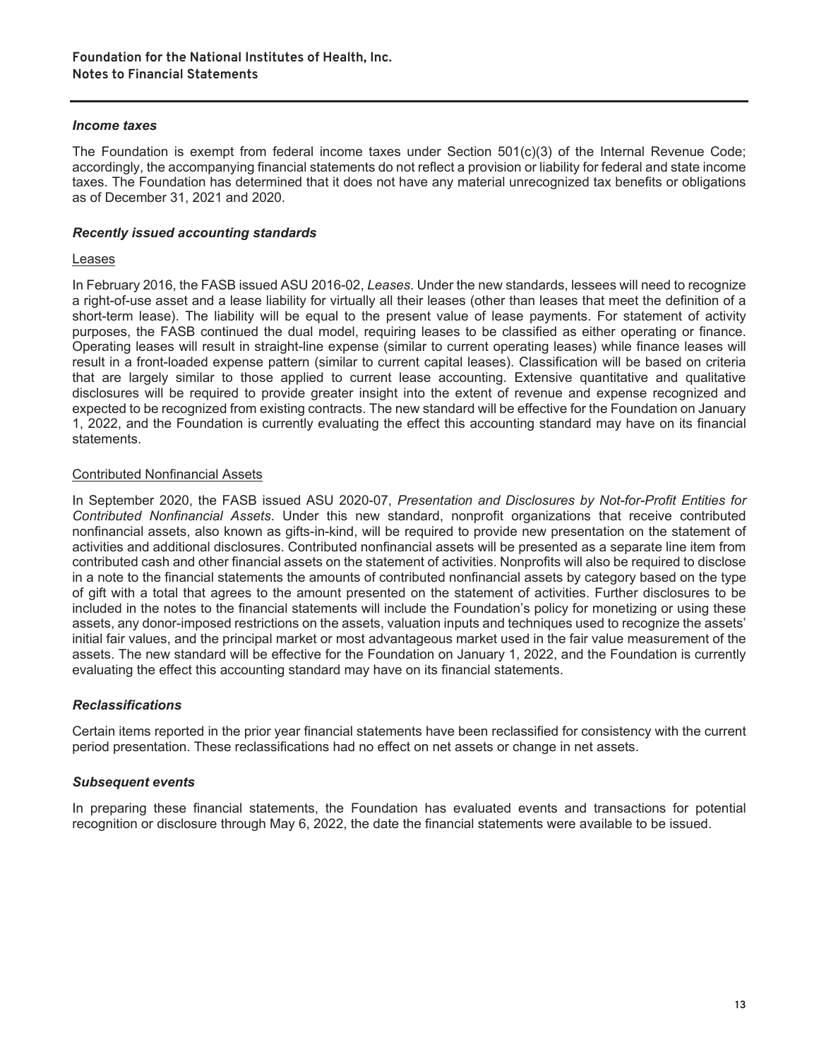### *Income taxes*

The Foundation is exempt from federal income taxes under Section 501(c)(3) of the Internal Revenue Code; accordingly, the accompanying financial statements do not reflect a provision or liability for federal and state income taxes. The Foundation has determined that it does not have any material unrecognized tax benefits or obligations as of December 31, 2021 and 2020.

### *Recently issued accounting standards*

Leases

In February 2016, the FASB issued ASU 2016-02, *Leases*. Under the new standards, lessees will need to recognize a right-of-use asset and a lease liability for virtually all their leases (other than leases that meet the definition of a short-term lease). The liability will be equal to the present value of lease payments. For statement of activity purposes, the FASB continued the dual model, requiring leases to be classified as either operating or finance. Operating leases will result in straight-line expense (similar to current operating leases) while finance leases will result in a front-loaded expense pattern (similar to current capital leases). Classification will be based on criteria that are largely similar to those applied to current lease accounting. Extensive quantitative and qualitative disclosures will be required to provide greater insight into the extent of revenue and expense recognized and expected to be recognized from existing contracts. The new standard will be effective for the Foundation on January 1, 2022, and the Foundation is currently evaluating the effect this accounting standard may have on its financial statements.

Contributed Nonfinancial Assets

In September 2020, the FASB issued ASU 2020-07, *Presentation and Disclosures by Not-for-Profit Entities for Contributed Nonfinancial Assets*. Under this new standard, nonprofit organizations that receive contributed nonfinancial assets, also known as gifts-in-kind, will be required to provide new presentation on the statement of activities and additional disclosures. Contributed nonfinancial assets will be presented as a separate line item from contributed cash and other financial assets on the statement of activities. Nonprofits will also be required to disclose in a note to the financial statements the amounts of contributed nonfinancial assets by category based on the type of gift with a total that agrees to the amount presented on the statement of activities. Further disclosures to be included in the notes to the financial statements will include the Foundation's policy for monetizing or using these assets, any donor-imposed restrictions on the assets, valuation inputs and techniques used to recognize the assets' initial fair values, and the principal market or most advantageous market used in the fair value measurement of the assets. The new standard will be effective for the Foundation on January 1, 2022, and the Foundation is currently evaluating the effect this accounting standard may have on its financial statements.

### *Reclassifications*

Certain items reported in the prior year financial statements have been reclassified for consistency with the current period presentation. These reclassifications had no effect on net assets or change in net assets.

### *Subsequent events*

In preparing these financial statements, the Foundation has evaluated events and transactions for potential recognition or disclosure through May 6, 2022, the date the financial statements were available to be issued.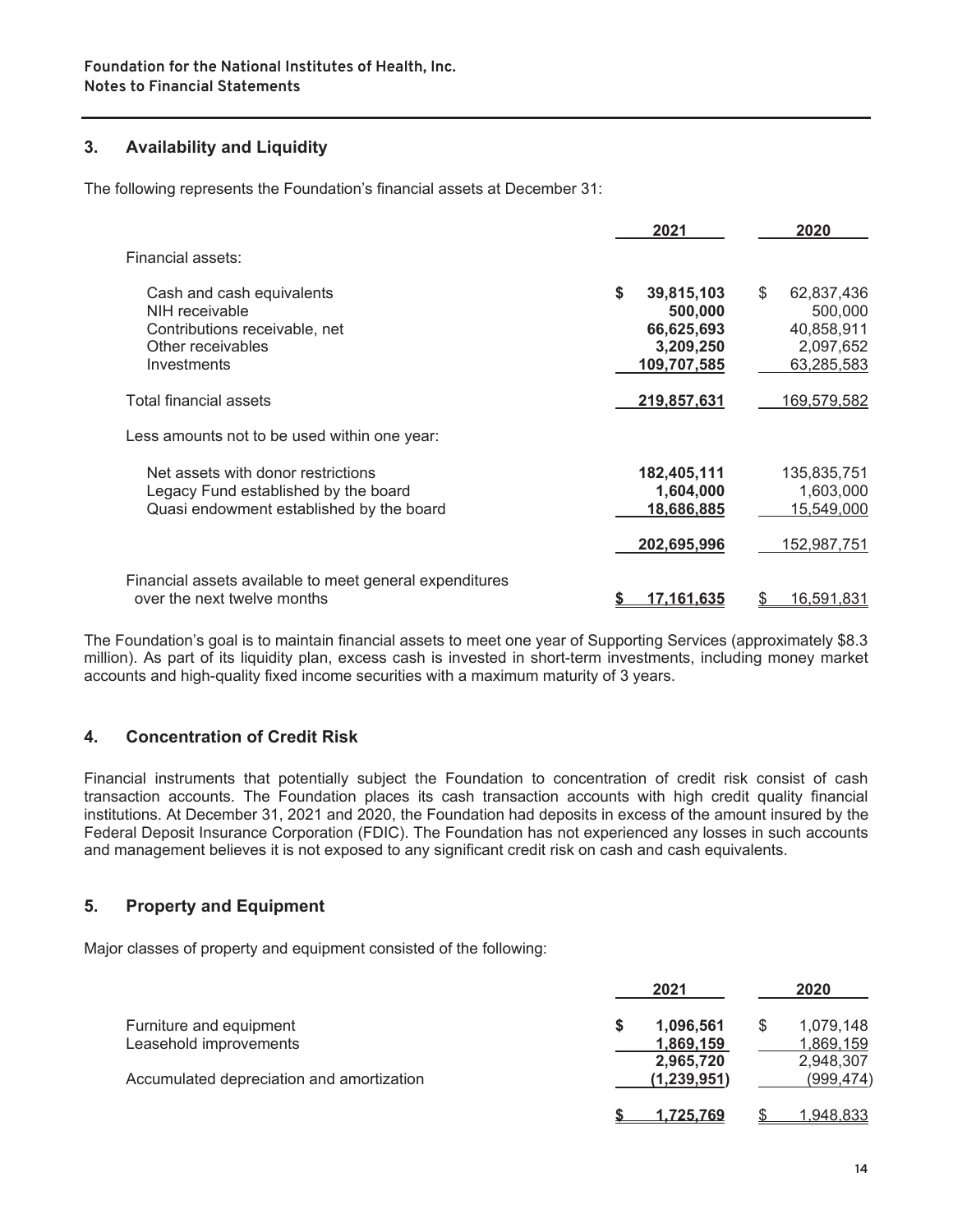**Foundation for the National Institutes of Health, Inc.**
**Notes to Financial Statements**

## 3. Availability and Liquidity

The following represents the Foundation's financial assets at December 31:

| | 2021 | 2020 |
|---|---|---|
| Financial assets: | | |
| Cash and cash equivalents | $ 39,815,103 | $ 62,837,436 |
| NIH receivable | 500,000 | 500,000 |
| Contributions receivable, net | 66,625,693 | 40,858,911 |
| Other receivables | 3,209,250 | 2,097,652 |
| Investments | 109,707,585 | 63,285,583 |
| Total financial assets | 219,857,631 | 169,579,582 |
| Less amounts not to be used within one year: | | |
| Net assets with donor restrictions | 182,405,111 | 135,835,751 |
| Legacy Fund established by the board | 1,604,000 | 1,603,000 |
| Quasi endowment established by the board | 18,686,885 | 15,549,000 |
| | 202,695,996 | 152,987,751 |
| Financial assets available to meet general expenditures over the next twelve months | $ 17,161,635 | $ 16,591,831 |

The Foundation's goal is to maintain financial assets to meet one year of Supporting Services (approximately $8.3 million). As part of its liquidity plan, excess cash is invested in short-term investments, including money market accounts and high-quality fixed income securities with a maximum maturity of 3 years.

## 4. Concentration of Credit Risk

Financial instruments that potentially subject the Foundation to concentration of credit risk consist of cash transaction accounts. The Foundation places its cash transaction accounts with high credit quality financial institutions. At December 31, 2021 and 2020, the Foundation had deposits in excess of the amount insured by the Federal Deposit Insurance Corporation (FDIC). The Foundation has not experienced any losses in such accounts and management believes it is not exposed to any significant credit risk on cash and cash equivalents.

## 5. Property and Equipment

Major classes of property and equipment consisted of the following:

| | 2021 | 2020 |
|---|---|---|
| Furniture and equipment | $ 1,096,561 | $ 1,079,148 |
| Leasehold improvements | 1,869,159 | 1,869,159 |
| | 2,965,720 | 2,948,307 |
| Accumulated depreciation and amortization | (1,239,951) | (999,474) |
| | $ 1,725,769 | $ 1,948,833 |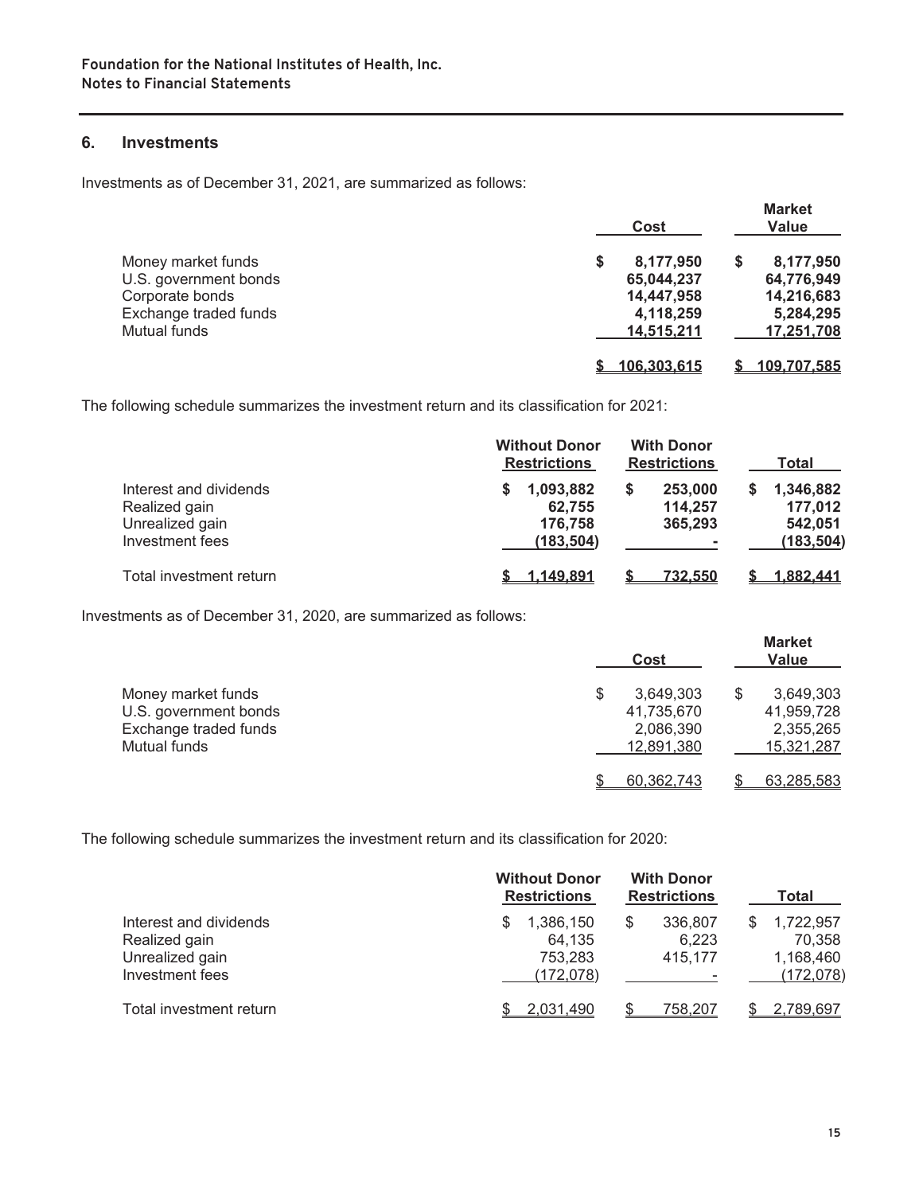**Foundation for the National Institutes of Health, Inc.**
**Notes to Financial Statements**

## 6. Investments

Investments as of December 31, 2021, are summarized as follows:

| | Cost | Market Value |
|---|---|---|
| Money market funds | $ 8,177,950 | $ 8,177,950 |
| U.S. government bonds | 65,044,237 | 64,776,949 |
| Corporate bonds | 14,447,958 | 14,216,683 |
| Exchange traded funds | 4,118,259 | 5,284,295 |
| Mutual funds | 14,515,211 | 17,251,708 |
| | $ 106,303,615 | $ 109,707,585 |

The following schedule summarizes the investment return and its classification for 2021:

| | Without Donor Restrictions | With Donor Restrictions | Total |
|---|---|---|---|
| Interest and dividends | $ 1,093,882 | $ 253,000 | $ 1,346,882 |
| Realized gain | 62,755 | 114,257 | 177,012 |
| Unrealized gain | 176,758 | 365,293 | 542,051 |
| Investment fees | (183,504) | - | (183,504) |
| Total investment return | $ 1,149,891 | $ 732,550 | $ 1,882,441 |

Investments as of December 31, 2020, are summarized as follows:

| | Cost | Market Value |
|---|---|---|
| Money market funds | $ 3,649,303 | $ 3,649,303 |
| U.S. government bonds | 41,735,670 | 41,959,728 |
| Exchange traded funds | 2,086,390 | 2,355,265 |
| Mutual funds | 12,891,380 | 15,321,287 |
| | $ 60,362,743 | $ 63,285,583 |

The following schedule summarizes the investment return and its classification for 2020:

| | Without Donor Restrictions | With Donor Restrictions | Total |
|---|---|---|---|
| Interest and dividends | $ 1,386,150 | $ 336,807 | $ 1,722,957 |
| Realized gain | 64,135 | 6,223 | 70,358 |
| Unrealized gain | 753,283 | 415,177 | 1,168,460 |
| Investment fees | (172,078) | - | (172,078) |
| Total investment return | $ 2,031,490 | $ 758,207 | $ 2,789,697 |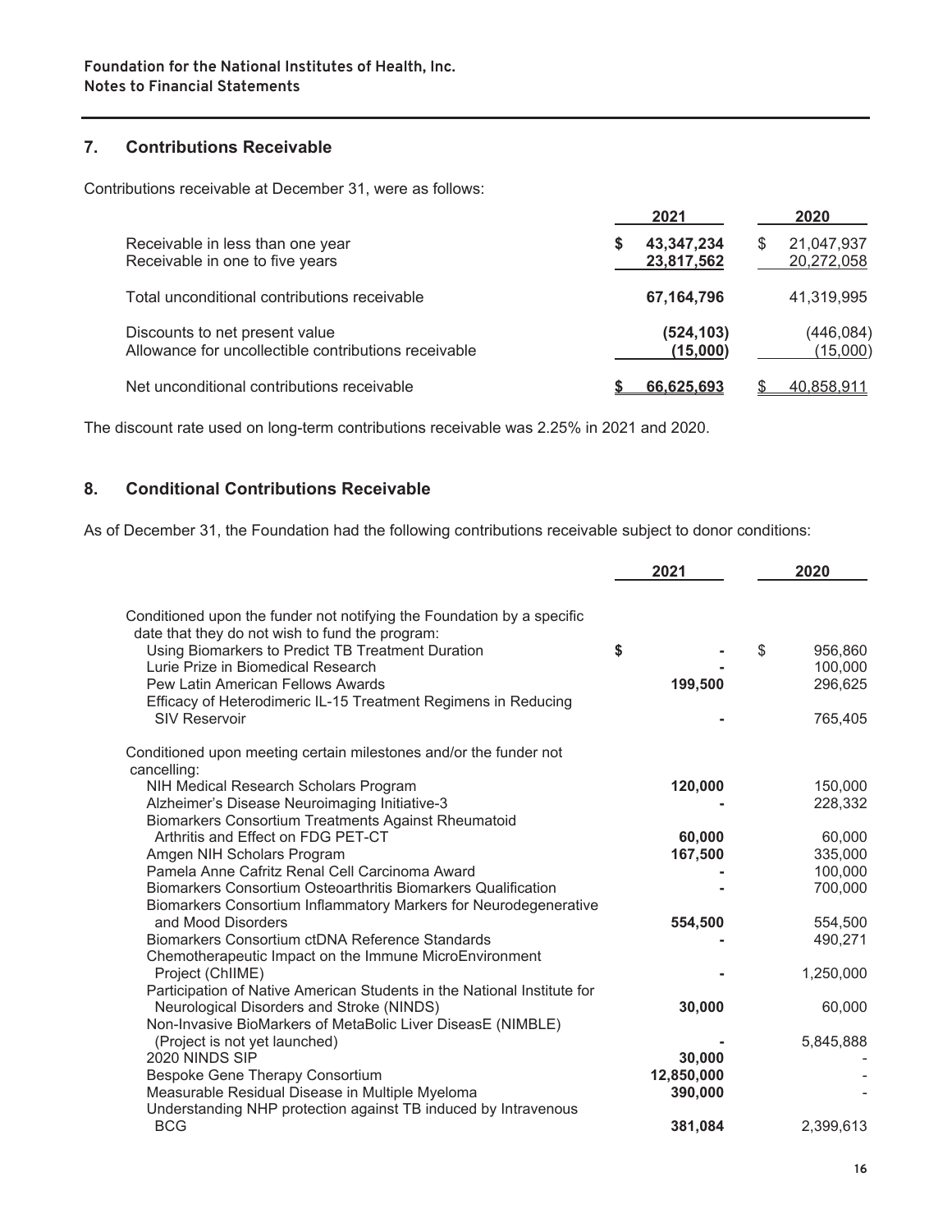## 7. Contributions Receivable

Contributions receivable at December 31, were as follows:

| | 2021 | 2020 |
|---|---|---|
| Receivable in less than one year | $ 43,347,234 | $ 21,047,937 |
| Receivable in one to five years | 23,817,562 | 20,272,058 |
| Total unconditional contributions receivable | 67,164,796 | 41,319,995 |
| Discounts to net present value | (524,103) | (446,084) |
| Allowance for uncollectible contributions receivable | (15,000) | (15,000) |
| Net unconditional contributions receivable | $ 66,625,693 | $ 40,858,911 |

The discount rate used on long-term contributions receivable was 2.25% in 2021 and 2020.

## 8. Conditional Contributions Receivable

As of December 31, the Foundation had the following contributions receivable subject to donor conditions:

| | 2021 | 2020 |
|---|---|---|
| Conditioned upon the funder not notifying the Foundation by a specific date that they do not wish to fund the program: | | |
| Using Biomarkers to Predict TB Treatment Duration | $ - | $ 956,860 |
| Lurie Prize in Biomedical Research | - | 100,000 |
| Pew Latin American Fellows Awards | 199,500 | 296,625 |
| Efficacy of Heterodimeric IL-15 Treatment Regimens in Reducing SIV Reservoir | - | 765,405 |
| Conditioned upon meeting certain milestones and/or the funder not cancelling: | | |
| NIH Medical Research Scholars Program | 120,000 | 150,000 |
| Alzheimer's Disease Neuroimaging Initiative-3 | - | 228,332 |
| Biomarkers Consortium Treatments Against Rheumatoid Arthritis and Effect on FDG PET-CT | 60,000 | 60,000 |
| Amgen NIH Scholars Program | 167,500 | 335,000 |
| Pamela Anne Cafritz Renal Cell Carcinoma Award | - | 100,000 |
| Biomarkers Consortium Osteoarthritis Biomarkers Qualification | - | 700,000 |
| Biomarkers Consortium Inflammatory Markers for Neurodegenerative and Mood Disorders | 554,500 | 554,500 |
| Biomarkers Consortium ctDNA Reference Standards | - | 490,271 |
| Chemotherapeutic Impact on the Immune MicroEnvironment Project (ChIIME) | - | 1,250,000 |
| Participation of Native American Students in the National Institute for Neurological Disorders and Stroke (NINDS) | 30,000 | 60,000 |
| Non-Invasive BioMarkers of MetaBolic Liver DiseasE (NIMBLE) (Project is not yet launched) | - | 5,845,888 |
| 2020 NINDS SIP | 30,000 | - |
| Bespoke Gene Therapy Consortium | 12,850,000 | - |
| Measurable Residual Disease in Multiple Myeloma | 390,000 | - |
| Understanding NHP protection against TB induced by Intravenous BCG | 381,084 | 2,399,613 |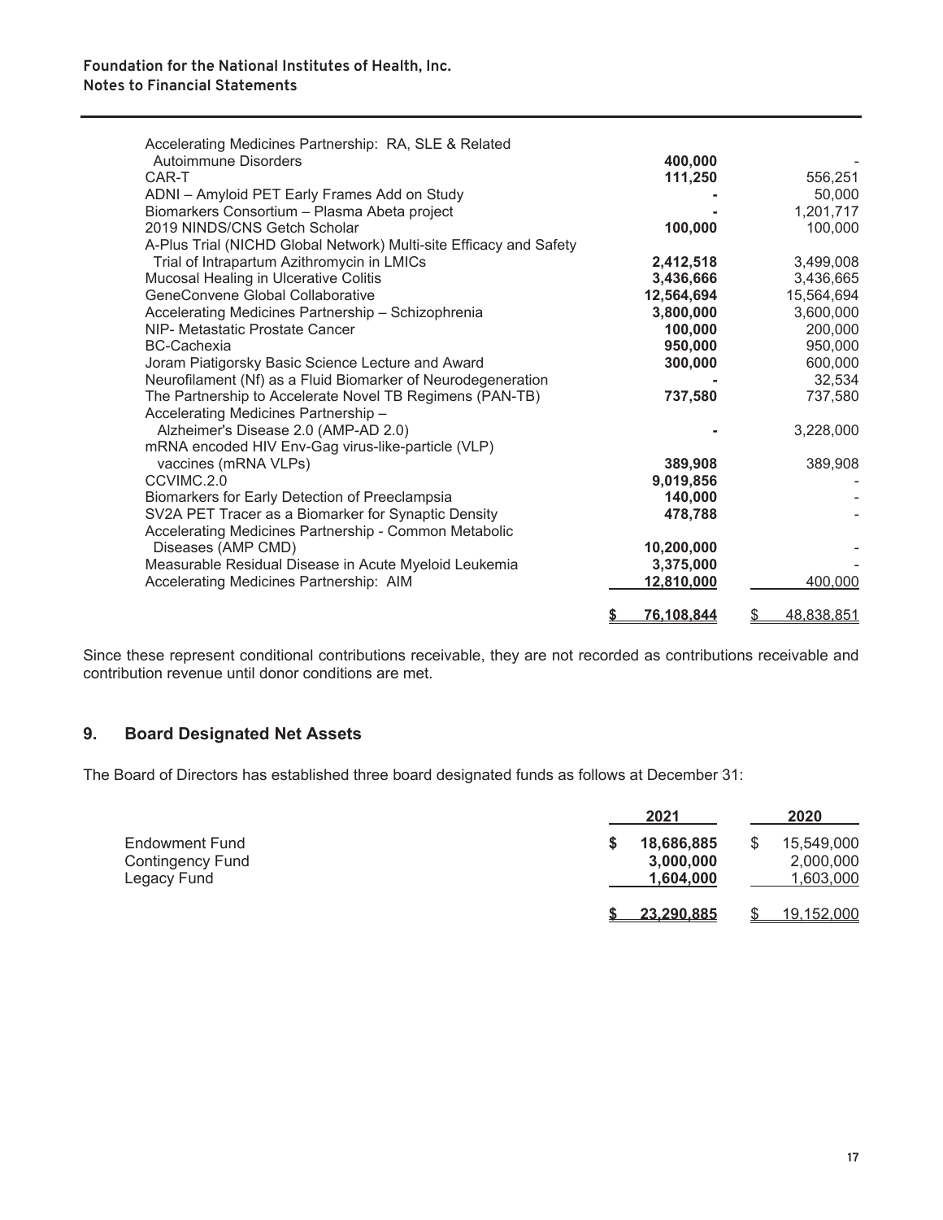| | | |
|---|---|---|
| Accelerating Medicines Partnership: RA, SLE & Related Autoimmune Disorders | **400,000** | - |
| CAR-T | **111,250** | 556,251 |
| ADNI – Amyloid PET Early Frames Add on Study | **-** | 50,000 |
| Biomarkers Consortium – Plasma Abeta project | **-** | 1,201,717 |
| 2019 NINDS/CNS Getch Scholar | **100,000** | 100,000 |
| A-Plus Trial (NICHD Global Network) Multi-site Efficacy and Safety Trial of Intrapartum Azithromycin in LMICs | **2,412,518** | 3,499,008 |
| Mucosal Healing in Ulcerative Colitis | **3,436,666** | 3,436,665 |
| GeneConvene Global Collaborative | **12,564,694** | 15,564,694 |
| Accelerating Medicines Partnership – Schizophrenia | **3,800,000** | 3,600,000 |
| NIP- Metastatic Prostate Cancer | **100,000** | 200,000 |
| BC-Cachexia | **950,000** | 950,000 |
| Joram Piatigorsky Basic Science Lecture and Award | **300,000** | 600,000 |
| Neurofilament (Nf) as a Fluid Biomarker of Neurodegeneration | **-** | 32,534 |
| The Partnership to Accelerate Novel TB Regimens (PAN-TB) | **737,580** | 737,580 |
| Accelerating Medicines Partnership – Alzheimer's Disease 2.0 (AMP-AD 2.0) | **-** | 3,228,000 |
| mRNA encoded HIV Env-Gag virus-like-particle (VLP) vaccines (mRNA VLPs) | **389,908** | 389,908 |
| CCVIMC.2.0 | **9,019,856** | - |
| Biomarkers for Early Detection of Preeclampsia | **140,000** | - |
| SV2A PET Tracer as a Biomarker for Synaptic Density | **478,788** | - |
| Accelerating Medicines Partnership - Common Metabolic Diseases (AMP CMD) | **10,200,000** | - |
| Measurable Residual Disease in Acute Myeloid Leukemia | **3,375,000** | - |
| Accelerating Medicines Partnership: AIM | **12,810,000** | 400,000 |
| | **$ 76,108,844** | $ 48,838,851 |

Since these represent conditional contributions receivable, they are not recorded as contributions receivable and contribution revenue until donor conditions are met.

## 9. Board Designated Net Assets

The Board of Directors has established three board designated funds as follows at December 31:

| | 2021 | 2020 |
|---|---|---|
| Endowment Fund | **$ 18,686,885** | $ 15,549,000 |
| Contingency Fund | **3,000,000** | 2,000,000 |
| Legacy Fund | **1,604,000** | 1,603,000 |
| | **$ 23,290,885** | $ 19,152,000 |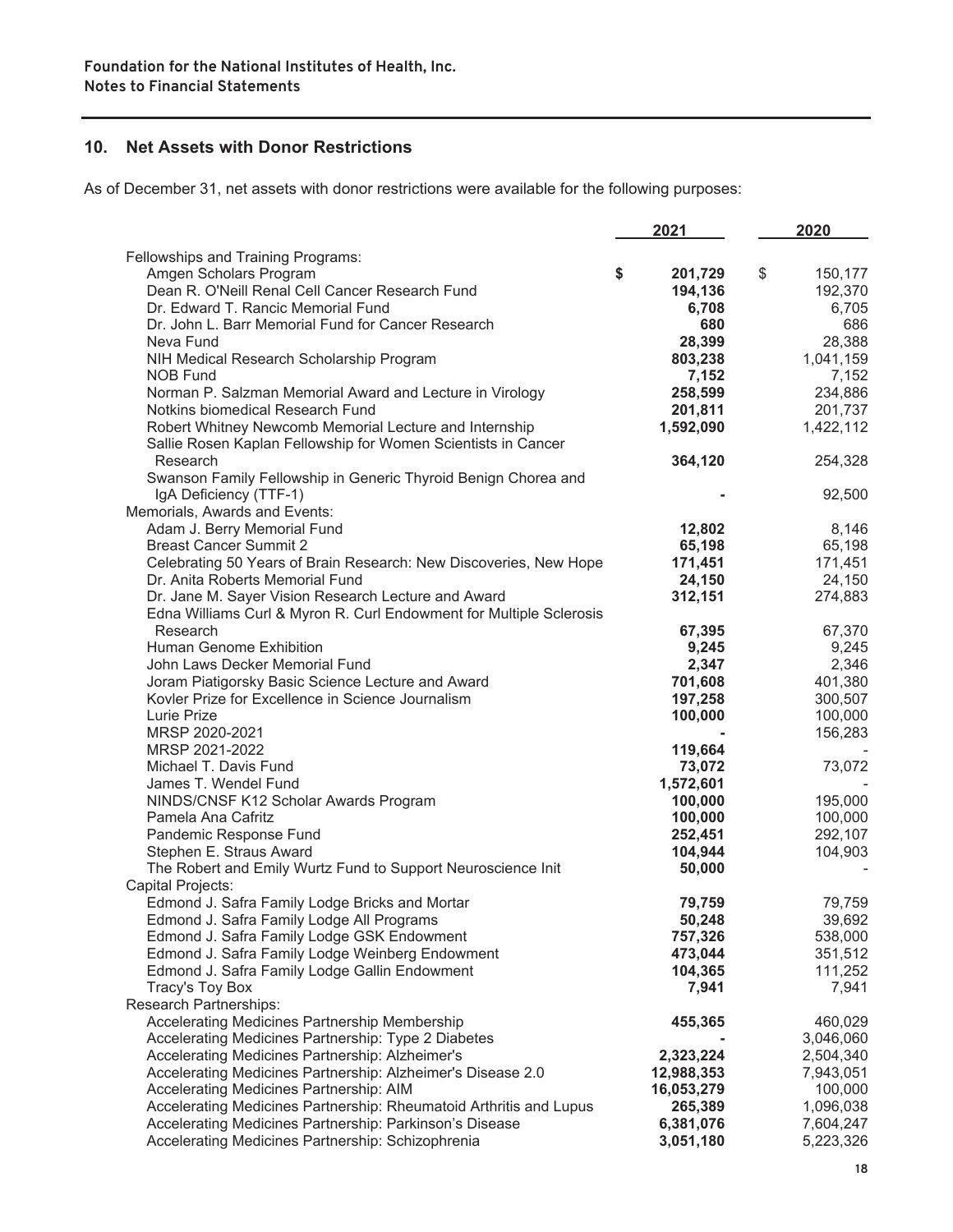## 10. Net Assets with Donor Restrictions

As of December 31, net assets with donor restrictions were available for the following purposes:

| | 2021 | 2020 |
|---|---|---|
| Fellowships and Training Programs: | | |
| Amgen Scholars Program | **$ 201,729** | $ 150,177 |
| Dean R. O'Neill Renal Cell Cancer Research Fund | **194,136** | 192,370 |
| Dr. Edward T. Rancic Memorial Fund | **6,708** | 6,705 |
| Dr. John L. Barr Memorial Fund for Cancer Research | **680** | 686 |
| Neva Fund | **28,399** | 28,388 |
| NIH Medical Research Scholarship Program | **803,238** | 1,041,159 |
| NOB Fund | **7,152** | 7,152 |
| Norman P. Salzman Memorial Award and Lecture in Virology | **258,599** | 234,886 |
| Notkins biomedical Research Fund | **201,811** | 201,737 |
| Robert Whitney Newcomb Memorial Lecture and Internship | **1,592,090** | 1,422,112 |
| Sallie Rosen Kaplan Fellowship for Women Scientists in Cancer Research | **364,120** | 254,328 |
| Swanson Family Fellowship in Generic Thyroid Benign Chorea and IgA Deficiency (TTF-1) | **-** | 92,500 |
| Memorials, Awards and Events: | | |
| Adam J. Berry Memorial Fund | **12,802** | 8,146 |
| Breast Cancer Summit 2 | **65,198** | 65,198 |
| Celebrating 50 Years of Brain Research: New Discoveries, New Hope | **171,451** | 171,451 |
| Dr. Anita Roberts Memorial Fund | **24,150** | 24,150 |
| Dr. Jane M. Sayer Vision Research Lecture and Award | **312,151** | 274,883 |
| Edna Williams Curl & Myron R. Curl Endowment for Multiple Sclerosis Research | **67,395** | 67,370 |
| Human Genome Exhibition | **9,245** | 9,245 |
| John Laws Decker Memorial Fund | **2,347** | 2,346 |
| Joram Piatigorsky Basic Science Lecture and Award | **701,608** | 401,380 |
| Kovler Prize for Excellence in Science Journalism | **197,258** | 300,507 |
| Lurie Prize | **100,000** | 100,000 |
| MRSP 2020-2021 | **-** | 156,283 |
| MRSP 2021-2022 | **119,664** | - |
| Michael T. Davis Fund | **73,072** | 73,072 |
| James T. Wendel Fund | **1,572,601** | - |
| NINDS/CNSF K12 Scholar Awards Program | **100,000** | 195,000 |
| Pamela Ana Cafritz | **100,000** | 100,000 |
| Pandemic Response Fund | **252,451** | 292,107 |
| Stephen E. Straus Award | **104,944** | 104,903 |
| The Robert and Emily Wurtz Fund to Support Neuroscience Init | **50,000** | - |
| Capital Projects: | | |
| Edmond J. Safra Family Lodge Bricks and Mortar | **79,759** | 79,759 |
| Edmond J. Safra Family Lodge All Programs | **50,248** | 39,692 |
| Edmond J. Safra Family Lodge GSK Endowment | **757,326** | 538,000 |
| Edmond J. Safra Family Lodge Weinberg Endowment | **473,044** | 351,512 |
| Edmond J. Safra Family Lodge Gallin Endowment | **104,365** | 111,252 |
| Tracy's Toy Box | **7,941** | 7,941 |
| Research Partnerships: | | |
| Accelerating Medicines Partnership Membership | **455,365** | 460,029 |
| Accelerating Medicines Partnership: Type 2 Diabetes | **-** | 3,046,060 |
| Accelerating Medicines Partnership: Alzheimer's | **2,323,224** | 2,504,340 |
| Accelerating Medicines Partnership: Alzheimer's Disease 2.0 | **12,988,353** | 7,943,051 |
| Accelerating Medicines Partnership: AIM | **16,053,279** | 100,000 |
| Accelerating Medicines Partnership: Rheumatoid Arthritis and Lupus | **265,389** | 1,096,038 |
| Accelerating Medicines Partnership: Parkinson's Disease | **6,381,076** | 7,604,247 |
| Accelerating Medicines Partnership: Schizophrenia | **3,051,180** | 5,223,326 |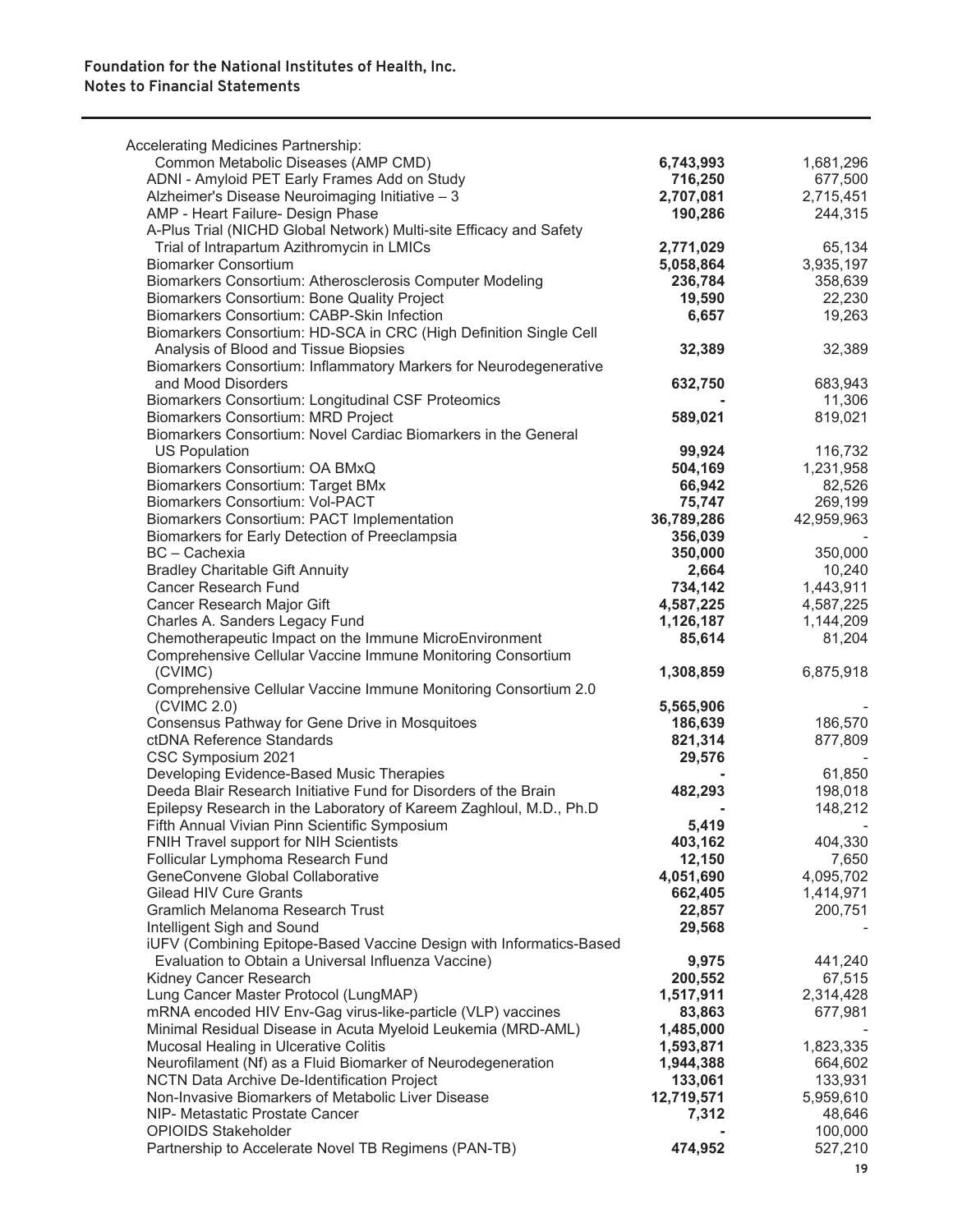| | | |
|---|---|---|
| Accelerating Medicines Partnership: | | |
| Common Metabolic Diseases (AMP CMD) | **6,743,993** | 1,681,296 |
| ADNI - Amyloid PET Early Frames Add on Study | **716,250** | 677,500 |
| Alzheimer's Disease Neuroimaging Initiative – 3 | **2,707,081** | 2,715,451 |
| AMP - Heart Failure- Design Phase | **190,286** | 244,315 |
| A-Plus Trial (NICHD Global Network) Multi-site Efficacy and Safety Trial of Intrapartum Azithromycin in LMICs | **2,771,029** | 65,134 |
| Biomarker Consortium | **5,058,864** | 3,935,197 |
| Biomarkers Consortium: Atherosclerosis Computer Modeling | **236,784** | 358,639 |
| Biomarkers Consortium: Bone Quality Project | **19,590** | 22,230 |
| Biomarkers Consortium: CABP-Skin Infection | **6,657** | 19,263 |
| Biomarkers Consortium: HD-SCA in CRC (High Definition Single Cell Analysis of Blood and Tissue Biopsies | **32,389** | 32,389 |
| Biomarkers Consortium: Inflammatory Markers for Neurodegenerative and Mood Disorders | **632,750** | 683,943 |
| Biomarkers Consortium: Longitudinal CSF Proteomics | **-** | 11,306 |
| Biomarkers Consortium: MRD Project | **589,021** | 819,021 |
| Biomarkers Consortium: Novel Cardiac Biomarkers in the General US Population | **99,924** | 116,732 |
| Biomarkers Consortium: OA BMxQ | **504,169** | 1,231,958 |
| Biomarkers Consortium: Target BMx | **66,942** | 82,526 |
| Biomarkers Consortium: Vol-PACT | **75,747** | 269,199 |
| Biomarkers Consortium: PACT Implementation | **36,789,286** | 42,959,963 |
| Biomarkers for Early Detection of Preeclampsia | **356,039** | - |
| BC – Cachexia | **350,000** | 350,000 |
| Bradley Charitable Gift Annuity | **2,664** | 10,240 |
| Cancer Research Fund | **734,142** | 1,443,911 |
| Cancer Research Major Gift | **4,587,225** | 4,587,225 |
| Charles A. Sanders Legacy Fund | **1,126,187** | 1,144,209 |
| Chemotherapeutic Impact on the Immune MicroEnvironment | **85,614** | 81,204 |
| Comprehensive Cellular Vaccine Immune Monitoring Consortium (CVIMC) | **1,308,859** | 6,875,918 |
| Comprehensive Cellular Vaccine Immune Monitoring Consortium 2.0 (CVIMC 2.0) | **5,565,906** | - |
| Consensus Pathway for Gene Drive in Mosquitoes | **186,639** | 186,570 |
| ctDNA Reference Standards | **821,314** | 877,809 |
| CSC Symposium 2021 | **29,576** | - |
| Developing Evidence-Based Music Therapies | **-** | 61,850 |
| Deeda Blair Research Initiative Fund for Disorders of the Brain | **482,293** | 198,018 |
| Epilepsy Research in the Laboratory of Kareem Zaghloul, M.D., Ph.D | **-** | 148,212 |
| Fifth Annual Vivian Pinn Scientific Symposium | **5,419** | - |
| FNIH Travel support for NIH Scientists | **403,162** | 404,330 |
| Follicular Lymphoma Research Fund | **12,150** | 7,650 |
| GeneConvene Global Collaborative | **4,051,690** | 4,095,702 |
| Gilead HIV Cure Grants | **662,405** | 1,414,971 |
| Gramlich Melanoma Research Trust | **22,857** | 200,751 |
| Intelligent Sigh and Sound | **29,568** | - |
| iUFV (Combining Epitope-Based Vaccine Design with Informatics-Based Evaluation to Obtain a Universal Influenza Vaccine) | **9,975** | 441,240 |
| Kidney Cancer Research | **200,552** | 67,515 |
| Lung Cancer Master Protocol (LungMAP) | **1,517,911** | 2,314,428 |
| mRNA encoded HIV Env-Gag virus-like-particle (VLP) vaccines | **83,863** | 677,981 |
| Minimal Residual Disease in Acuta Myeloid Leukemia (MRD-AML) | **1,485,000** | - |
| Mucosal Healing in Ulcerative Colitis | **1,593,871** | 1,823,335 |
| Neurofilament (Nf) as a Fluid Biomarker of Neurodegeneration | **1,944,388** | 664,602 |
| NCTN Data Archive De-Identification Project | **133,061** | 133,931 |
| Non-Invasive Biomarkers of Metabolic Liver Disease | **12,719,571** | 5,959,610 |
| NIP- Metastatic Prostate Cancer | **7,312** | 48,646 |
| OPIOIDS Stakeholder | **-** | 100,000 |
| Partnership to Accelerate Novel TB Regimens (PAN-TB) | **474,952** | 527,210 |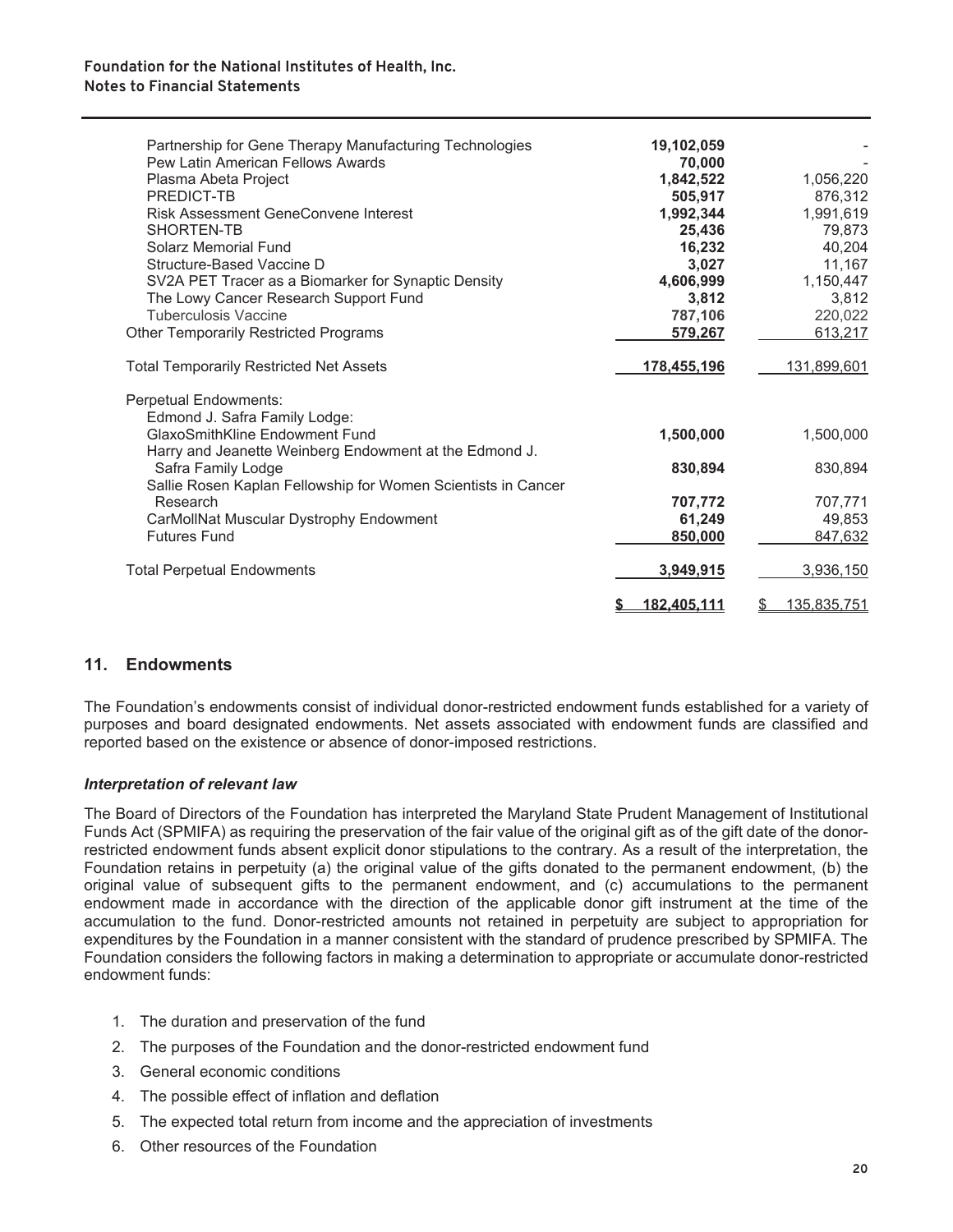| | | |
|---|---|---|
| Partnership for Gene Therapy Manufacturing Technologies | **19,102,059** | - |
| Pew Latin American Fellows Awards | **70,000** | - |
| Plasma Abeta Project | **1,842,522** | 1,056,220 |
| PREDICT-TB | **505,917** | 876,312 |
| Risk Assessment GeneConvene Interest | **1,992,344** | 1,991,619 |
| SHORTEN-TB | **25,436** | 79,873 |
| Solarz Memorial Fund | **16,232** | 40,204 |
| Structure-Based Vaccine D | **3,027** | 11,167 |
| SV2A PET Tracer as a Biomarker for Synaptic Density | **4,606,999** | 1,150,447 |
| The Lowy Cancer Research Support Fund | **3,812** | 3,812 |
| Tuberculosis Vaccine | **787,106** | 220,022 |
| Other Temporarily Restricted Programs | **579,267** | 613,217 |
| Total Temporarily Restricted Net Assets | **178,455,196** | 131,899,601 |
| Perpetual Endowments: | | |
| Edmond J. Safra Family Lodge: | | |
| GlaxoSmithKline Endowment Fund | **1,500,000** | 1,500,000 |
| Harry and Jeanette Weinberg Endowment at the Edmond J. Safra Family Lodge | **830,894** | 830,894 |
| Sallie Rosen Kaplan Fellowship for Women Scientists in Cancer Research | **707,772** | 707,771 |
| CarMollNat Muscular Dystrophy Endowment | **61,249** | 49,853 |
| Futures Fund | **850,000** | 847,632 |
| Total Perpetual Endowments | **3,949,915** | 3,936,150 |
| | **$ 182,405,111** | $ 135,835,751 |

## 11. Endowments

The Foundation's endowments consist of individual donor-restricted endowment funds established for a variety of purposes and board designated endowments. Net assets associated with endowment funds are classified and reported based on the existence or absence of donor-imposed restrictions.

### *Interpretation of relevant law*

The Board of Directors of the Foundation has interpreted the Maryland State Prudent Management of Institutional Funds Act (SPMIFA) as requiring the preservation of the fair value of the original gift as of the gift date of the donor-restricted endowment funds absent explicit donor stipulations to the contrary. As a result of the interpretation, the Foundation retains in perpetuity (a) the original value of the gifts donated to the permanent endowment, (b) the original value of subsequent gifts to the permanent endowment, and (c) accumulations to the permanent endowment made in accordance with the direction of the applicable donor gift instrument at the time of the accumulation to the fund. Donor-restricted amounts not retained in perpetuity are subject to appropriation for expenditures by the Foundation in a manner consistent with the standard of prudence prescribed by SPMIFA. The Foundation considers the following factors in making a determination to appropriate or accumulate donor-restricted endowment funds:

1. The duration and preservation of the fund
2. The purposes of the Foundation and the donor-restricted endowment fund
3. General economic conditions
4. The possible effect of inflation and deflation
5. The expected total return from income and the appreciation of investments
6. Other resources of the Foundation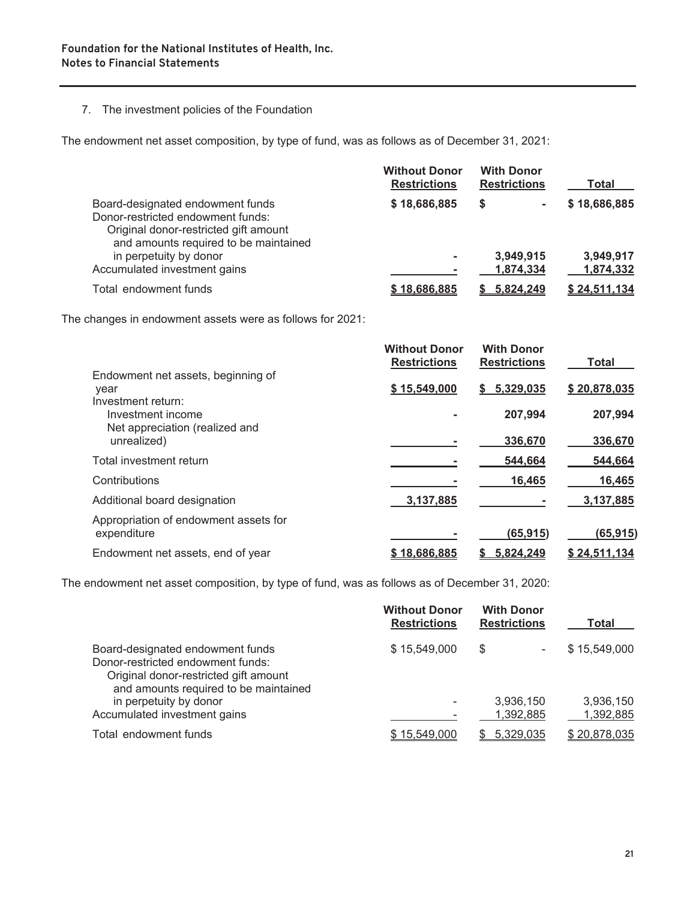7. The investment policies of the Foundation

The endowment net asset composition, by type of fund, was as follows as of December 31, 2021:

| | Without Donor Restrictions | With Donor Restrictions | Total |
|---|---|---|---|
| Board-designated endowment funds | $ 18,686,885 | $ - | $ 18,686,885 |
| Donor-restricted endowment funds: | | | |
| Original donor-restricted gift amount and amounts required to be maintained in perpetuity by donor | - | 3,949,915 | 3,949,917 |
| Accumulated investment gains | - | 1,874,334 | 1,874,332 |
| Total endowment funds | $ 18,686,885 | $ 5,824,249 | $ 24,511,134 |

The changes in endowment assets were as follows for 2021:

| | Without Donor Restrictions | With Donor Restrictions | Total |
|---|---|---|---|
| Endowment net assets, beginning of year | $ 15,549,000 | $ 5,329,035 | $ 20,878,035 |
| Investment return: | | | |
| Investment income | - | 207,994 | 207,994 |
| Net appreciation (realized and unrealized) | - | 336,670 | 336,670 |
| Total investment return | - | 544,664 | 544,664 |
| Contributions | - | 16,465 | 16,465 |
| Additional board designation | 3,137,885 | - | 3,137,885 |
| Appropriation of endowment assets for expenditure | - | (65,915) | (65,915) |
| Endowment net assets, end of year | $ 18,686,885 | $ 5,824,249 | $ 24,511,134 |

The endowment net asset composition, by type of fund, was as follows as of December 31, 2020:

| | Without Donor Restrictions | With Donor Restrictions | Total |
|---|---|---|---|
| Board-designated endowment funds | $ 15,549,000 | $ - | $ 15,549,000 |
| Donor-restricted endowment funds: | | | |
| Original donor-restricted gift amount and amounts required to be maintained in perpetuity by donor | - | 3,936,150 | 3,936,150 |
| Accumulated investment gains | - | 1,392,885 | 1,392,885 |
| Total endowment funds | $ 15,549,000 | $ 5,329,035 | $ 20,878,035 |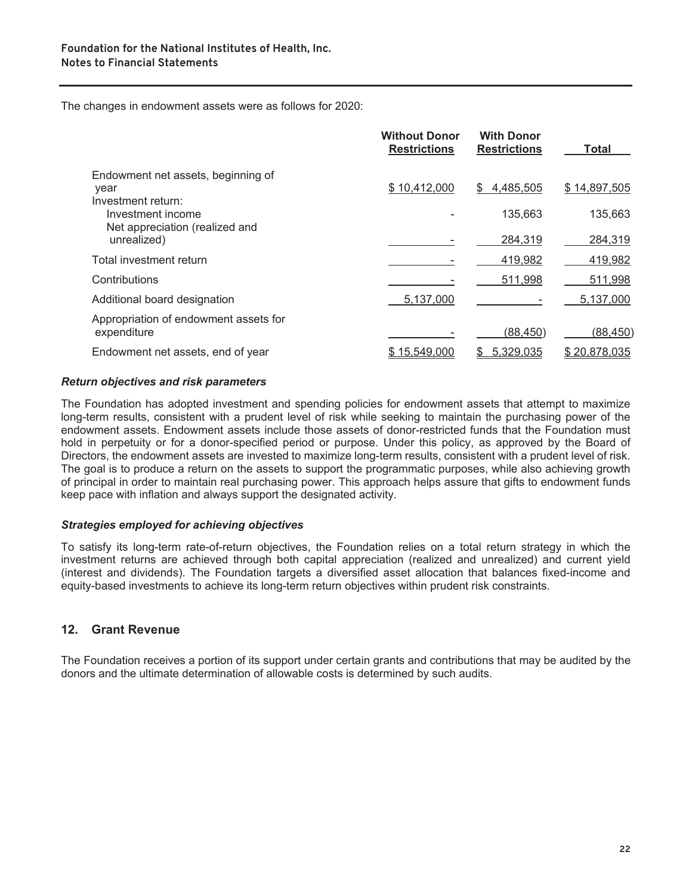The changes in endowment assets were as follows for 2020:

| | Without Donor Restrictions | With Donor Restrictions | Total |
|---|---|---|---|
| Endowment net assets, beginning of year | $ 10,412,000 | $ 4,485,505 | $ 14,897,505 |
| Investment return: | | | |
| Investment income | - | 135,663 | 135,663 |
| Net appreciation (realized and unrealized) | - | 284,319 | 284,319 |
| Total investment return | - | 419,982 | 419,982 |
| Contributions | - | 511,998 | 511,998 |
| Additional board designation | 5,137,000 | - | 5,137,000 |
| Appropriation of endowment assets for expenditure | - | (88,450) | (88,450) |
| Endowment net assets, end of year | $ 15,549,000 | $ 5,329,035 | $ 20,878,035 |

***Return objectives and risk parameters***

The Foundation has adopted investment and spending policies for endowment assets that attempt to maximize long-term results, consistent with a prudent level of risk while seeking to maintain the purchasing power of the endowment assets. Endowment assets include those assets of donor-restricted funds that the Foundation must hold in perpetuity or for a donor-specified period or purpose. Under this policy, as approved by the Board of Directors, the endowment assets are invested to maximize long-term results, consistent with a prudent level of risk. The goal is to produce a return on the assets to support the programmatic purposes, while also achieving growth of principal in order to maintain real purchasing power. This approach helps assure that gifts to endowment funds keep pace with inflation and always support the designated activity.

***Strategies employed for achieving objectives***

To satisfy its long-term rate-of-return objectives, the Foundation relies on a total return strategy in which the investment returns are achieved through both capital appreciation (realized and unrealized) and current yield (interest and dividends). The Foundation targets a diversified asset allocation that balances fixed-income and equity-based investments to achieve its long-term return objectives within prudent risk constraints.

## 12. Grant Revenue

The Foundation receives a portion of its support under certain grants and contributions that may be audited by the donors and the ultimate determination of allowable costs is determined by such audits.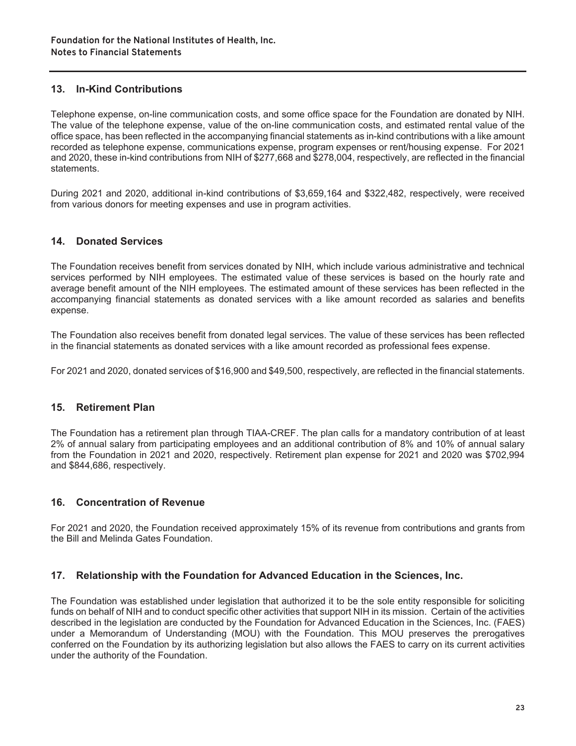## 13. In-Kind Contributions

Telephone expense, on-line communication costs, and some office space for the Foundation are donated by NIH. The value of the telephone expense, value of the on-line communication costs, and estimated rental value of the office space, has been reflected in the accompanying financial statements as in-kind contributions with a like amount recorded as telephone expense, communications expense, program expenses or rent/housing expense. For 2021 and 2020, these in-kind contributions from NIH of $277,668 and $278,004, respectively, are reflected in the financial statements.

During 2021 and 2020, additional in-kind contributions of $3,659,164 and $322,482, respectively, were received from various donors for meeting expenses and use in program activities.

## 14. Donated Services

The Foundation receives benefit from services donated by NIH, which include various administrative and technical services performed by NIH employees. The estimated value of these services is based on the hourly rate and average benefit amount of the NIH employees. The estimated amount of these services has been reflected in the accompanying financial statements as donated services with a like amount recorded as salaries and benefits expense.

The Foundation also receives benefit from donated legal services. The value of these services has been reflected in the financial statements as donated services with a like amount recorded as professional fees expense.

For 2021 and 2020, donated services of $16,900 and $49,500, respectively, are reflected in the financial statements.

## 15. Retirement Plan

The Foundation has a retirement plan through TIAA-CREF. The plan calls for a mandatory contribution of at least 2% of annual salary from participating employees and an additional contribution of 8% and 10% of annual salary from the Foundation in 2021 and 2020, respectively. Retirement plan expense for 2021 and 2020 was $702,994 and $844,686, respectively.

## 16. Concentration of Revenue

For 2021 and 2020, the Foundation received approximately 15% of its revenue from contributions and grants from the Bill and Melinda Gates Foundation.

## 17. Relationship with the Foundation for Advanced Education in the Sciences, Inc.

The Foundation was established under legislation that authorized it to be the sole entity responsible for soliciting funds on behalf of NIH and to conduct specific other activities that support NIH in its mission. Certain of the activities described in the legislation are conducted by the Foundation for Advanced Education in the Sciences, Inc. (FAES) under a Memorandum of Understanding (MOU) with the Foundation. This MOU preserves the prerogatives conferred on the Foundation by its authorizing legislation but also allows the FAES to carry on its current activities under the authority of the Foundation.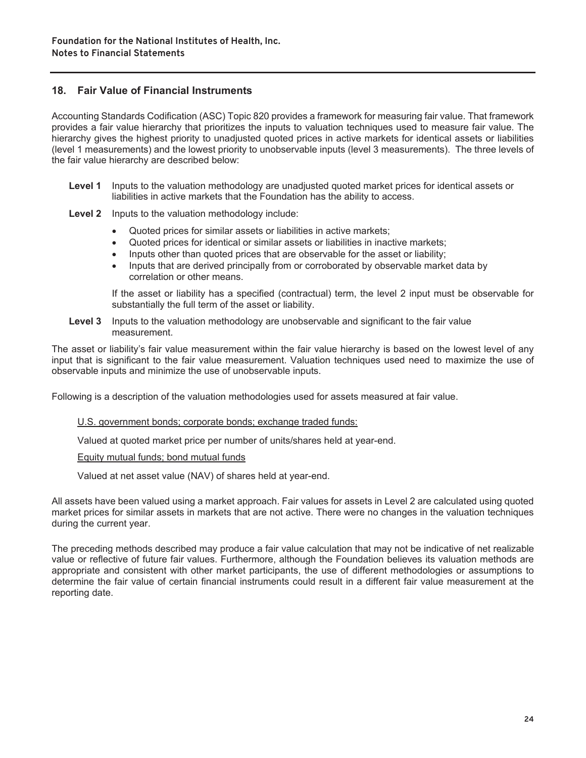## 18. Fair Value of Financial Instruments

Accounting Standards Codification (ASC) Topic 820 provides a framework for measuring fair value. That framework provides a fair value hierarchy that prioritizes the inputs to valuation techniques used to measure fair value. The hierarchy gives the highest priority to unadjusted quoted prices in active markets for identical assets or liabilities (level 1 measurements) and the lowest priority to unobservable inputs (level 3 measurements). The three levels of the fair value hierarchy are described below:

**Level 1** Inputs to the valuation methodology are unadjusted quoted market prices for identical assets or liabilities in active markets that the Foundation has the ability to access.

**Level 2** Inputs to the valuation methodology include:

- Quoted prices for similar assets or liabilities in active markets;
- Quoted prices for identical or similar assets or liabilities in inactive markets;
- Inputs other than quoted prices that are observable for the asset or liability;
- Inputs that are derived principally from or corroborated by observable market data by correlation or other means.

If the asset or liability has a specified (contractual) term, the level 2 input must be observable for substantially the full term of the asset or liability.

**Level 3** Inputs to the valuation methodology are unobservable and significant to the fair value measurement.

The asset or liability's fair value measurement within the fair value hierarchy is based on the lowest level of any input that is significant to the fair value measurement. Valuation techniques used need to maximize the use of observable inputs and minimize the use of unobservable inputs.

Following is a description of the valuation methodologies used for assets measured at fair value.

<u>U.S. government bonds; corporate bonds; exchange traded funds:</u>

Valued at quoted market price per number of units/shares held at year-end.

<u>Equity mutual funds; bond mutual funds</u>

Valued at net asset value (NAV) of shares held at year-end.

All assets have been valued using a market approach. Fair values for assets in Level 2 are calculated using quoted market prices for similar assets in markets that are not active. There were no changes in the valuation techniques during the current year.

The preceding methods described may produce a fair value calculation that may not be indicative of net realizable value or reflective of future fair values. Furthermore, although the Foundation believes its valuation methods are appropriate and consistent with other market participants, the use of different methodologies or assumptions to determine the fair value of certain financial instruments could result in a different fair value measurement at the reporting date.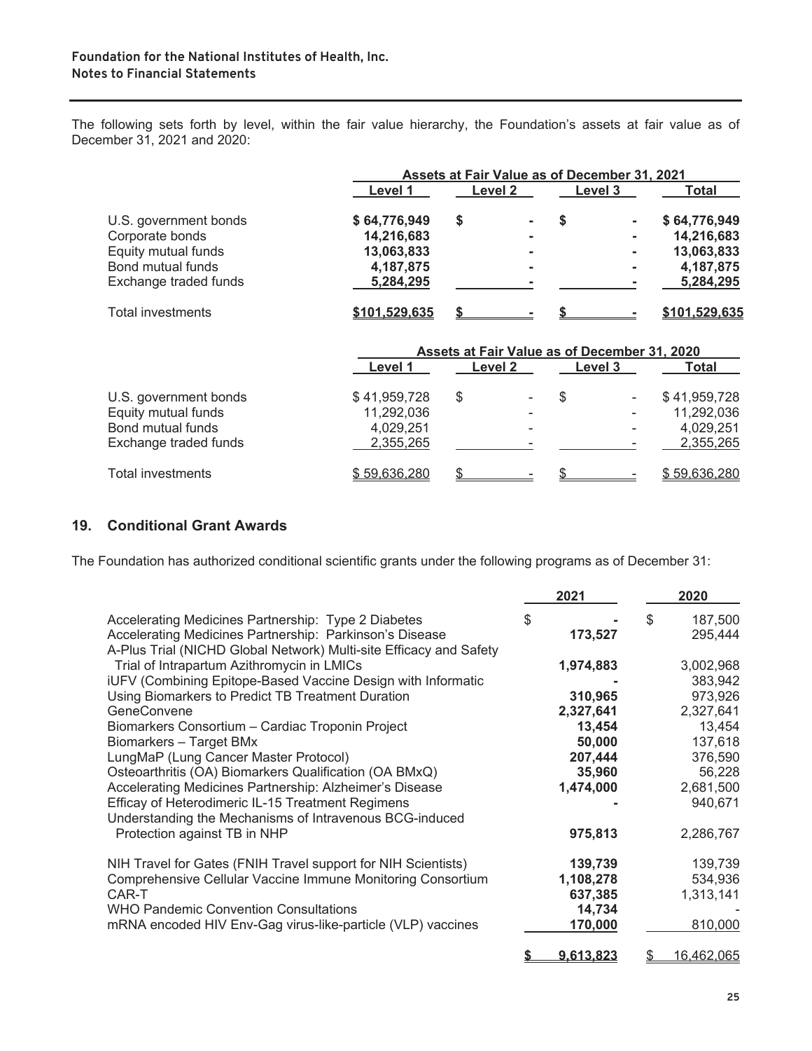The following sets forth by level, within the fair value hierarchy, the Foundation's assets at fair value as of December 31, 2021 and 2020:

| | Assets at Fair Value as of December 31, 2021 | | | |
|---|---|---|---|---|
| | **Level 1** | **Level 2** | **Level 3** | **Total** |
| U.S. government bonds | **$ 64,776,949** | **$ -** | **$ -** | **$ 64,776,949** |
| Corporate bonds | **14,216,683** | **-** | **-** | **14,216,683** |
| Equity mutual funds | **13,063,833** | **-** | **-** | **13,063,833** |
| Bond mutual funds | **4,187,875** | **-** | **-** | **4,187,875** |
| Exchange traded funds | **5,284,295** | **-** | **-** | **5,284,295** |
| Total investments | **$101,529,635** | **$ -** | **$ -** | **$101,529,635** |

| | Assets at Fair Value as of December 31, 2020 | | | |
|---|---|---|---|---|
| | **Level 1** | **Level 2** | **Level 3** | **Total** |
| U.S. government bonds | $ 41,959,728 | $ - | $ - | $ 41,959,728 |
| Equity mutual funds | 11,292,036 | - | - | 11,292,036 |
| Bond mutual funds | 4,029,251 | - | - | 4,029,251 |
| Exchange traded funds | 2,355,265 | - | - | 2,355,265 |
| Total investments | $ 59,636,280 | $ - | $ - | $ 59,636,280 |

## 19. Conditional Grant Awards

The Foundation has authorized conditional scientific grants under the following programs as of December 31:

| | 2021 | 2020 |
|---|---|---|
| Accelerating Medicines Partnership: Type 2 Diabetes | **$ -** | $ 187,500 |
| Accelerating Medicines Partnership: Parkinson's Disease | **173,527** | 295,444 |
| A-Plus Trial (NICHD Global Network) Multi-site Efficacy and Safety Trial of Intrapartum Azithromycin in LMICs | **1,974,883** | 3,002,968 |
| iUFV (Combining Epitope-Based Vaccine Design with Informatic | **-** | 383,942 |
| Using Biomarkers to Predict TB Treatment Duration | **310,965** | 973,926 |
| GeneConvene | **2,327,641** | 2,327,641 |
| Biomarkers Consortium – Cardiac Troponin Project | **13,454** | 13,454 |
| Biomarkers – Target BMx | **50,000** | 137,618 |
| LungMaP (Lung Cancer Master Protocol) | **207,444** | 376,590 |
| Osteoarthritis (OA) Biomarkers Qualification (OA BMxQ) | **35,960** | 56,228 |
| Accelerating Medicines Partnership: Alzheimer's Disease | **1,474,000** | 2,681,500 |
| Efficacy of Heterodimeric IL-15 Treatment Regimens | **-** | 940,671 |
| Understanding the Mechanisms of Intravenous BCG-induced Protection against TB in NHP | **975,813** | 2,286,767 |
| NIH Travel for Gates (FNIH Travel support for NIH Scientists) | **139,739** | 139,739 |
| Comprehensive Cellular Vaccine Immune Monitoring Consortium | **1,108,278** | 534,936 |
| CAR-T | **637,385** | 1,313,141 |
| WHO Pandemic Convention Consultations | **14,734** | - |
| mRNA encoded HIV Env-Gag virus-like-particle (VLP) vaccines | **170,000** | 810,000 |
| | **$ 9,613,823** | $ 16,462,065 |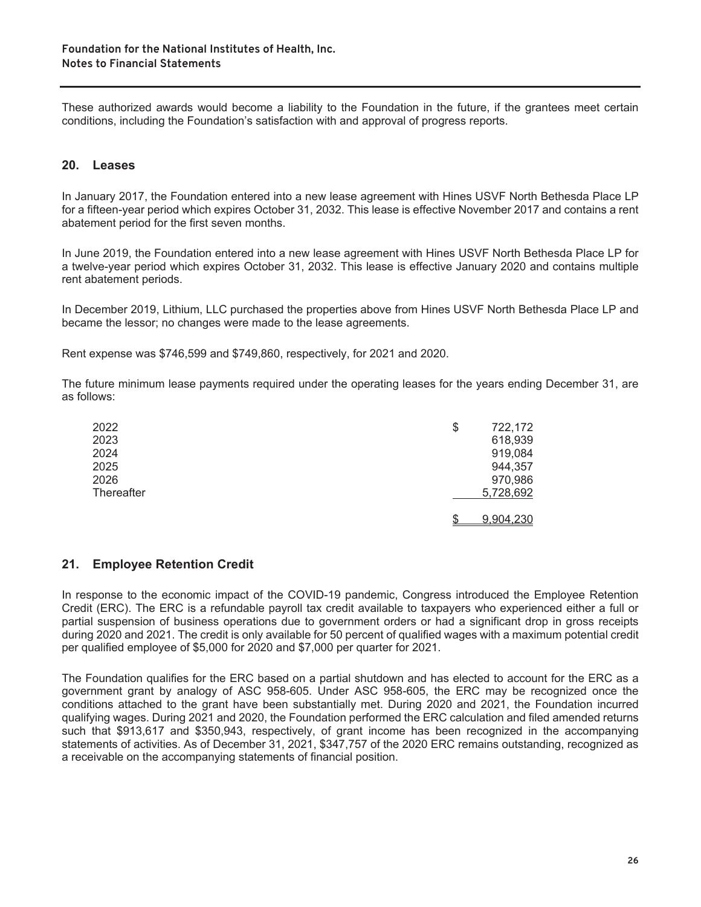These authorized awards would become a liability to the Foundation in the future, if the grantees meet certain conditions, including the Foundation's satisfaction with and approval of progress reports.

## 20. Leases

In January 2017, the Foundation entered into a new lease agreement with Hines USVF North Bethesda Place LP for a fifteen-year period which expires October 31, 2032. This lease is effective November 2017 and contains a rent abatement period for the first seven months.

In June 2019, the Foundation entered into a new lease agreement with Hines USVF North Bethesda Place LP for a twelve-year period which expires October 31, 2032. This lease is effective January 2020 and contains multiple rent abatement periods.

In December 2019, Lithium, LLC purchased the properties above from Hines USVF North Bethesda Place LP and became the lessor; no changes were made to the lease agreements.

Rent expense was $746,599 and $749,860, respectively, for 2021 and 2020.

The future minimum lease payments required under the operating leases for the years ending December 31, are as follows:

| | |
|---|---|
| 2022 | $ 722,172 |
| 2023 | 618,939 |
| 2024 | 919,084 |
| 2025 | 944,357 |
| 2026 | 970,986 |
| Thereafter | 5,728,692 |
| | $ 9,904,230 |

## 21. Employee Retention Credit

In response to the economic impact of the COVID-19 pandemic, Congress introduced the Employee Retention Credit (ERC). The ERC is a refundable payroll tax credit available to taxpayers who experienced either a full or partial suspension of business operations due to government orders or had a significant drop in gross receipts during 2020 and 2021. The credit is only available for 50 percent of qualified wages with a maximum potential credit per qualified employee of $5,000 for 2020 and $7,000 per quarter for 2021.

The Foundation qualifies for the ERC based on a partial shutdown and has elected to account for the ERC as a government grant by analogy of ASC 958-605. Under ASC 958-605, the ERC may be recognized once the conditions attached to the grant have been substantially met. During 2020 and 2021, the Foundation incurred qualifying wages. During 2021 and 2020, the Foundation performed the ERC calculation and filed amended returns such that $913,617 and $350,943, respectively, of grant income has been recognized in the accompanying statements of activities. As of December 31, 2021, $347,757 of the 2020 ERC remains outstanding, recognized as a receivable on the accompanying statements of financial position.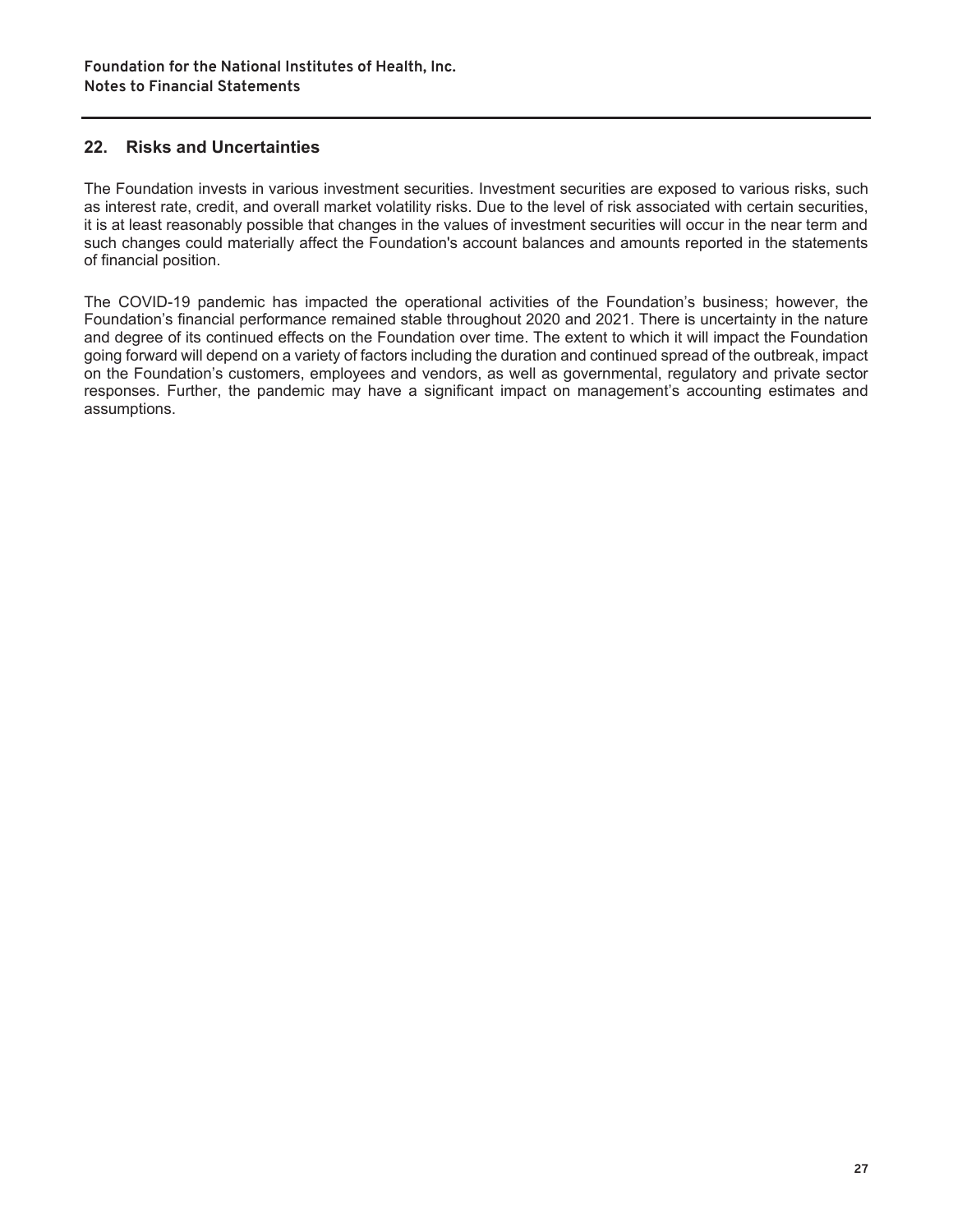## 22. Risks and Uncertainties

The Foundation invests in various investment securities. Investment securities are exposed to various risks, such as interest rate, credit, and overall market volatility risks. Due to the level of risk associated with certain securities, it is at least reasonably possible that changes in the values of investment securities will occur in the near term and such changes could materially affect the Foundation's account balances and amounts reported in the statements of financial position.

The COVID-19 pandemic has impacted the operational activities of the Foundation's business; however, the Foundation's financial performance remained stable throughout 2020 and 2021. There is uncertainty in the nature and degree of its continued effects on the Foundation over time. The extent to which it will impact the Foundation going forward will depend on a variety of factors including the duration and continued spread of the outbreak, impact on the Foundation's customers, employees and vendors, as well as governmental, regulatory and private sector responses. Further, the pandemic may have a significant impact on management's accounting estimates and assumptions.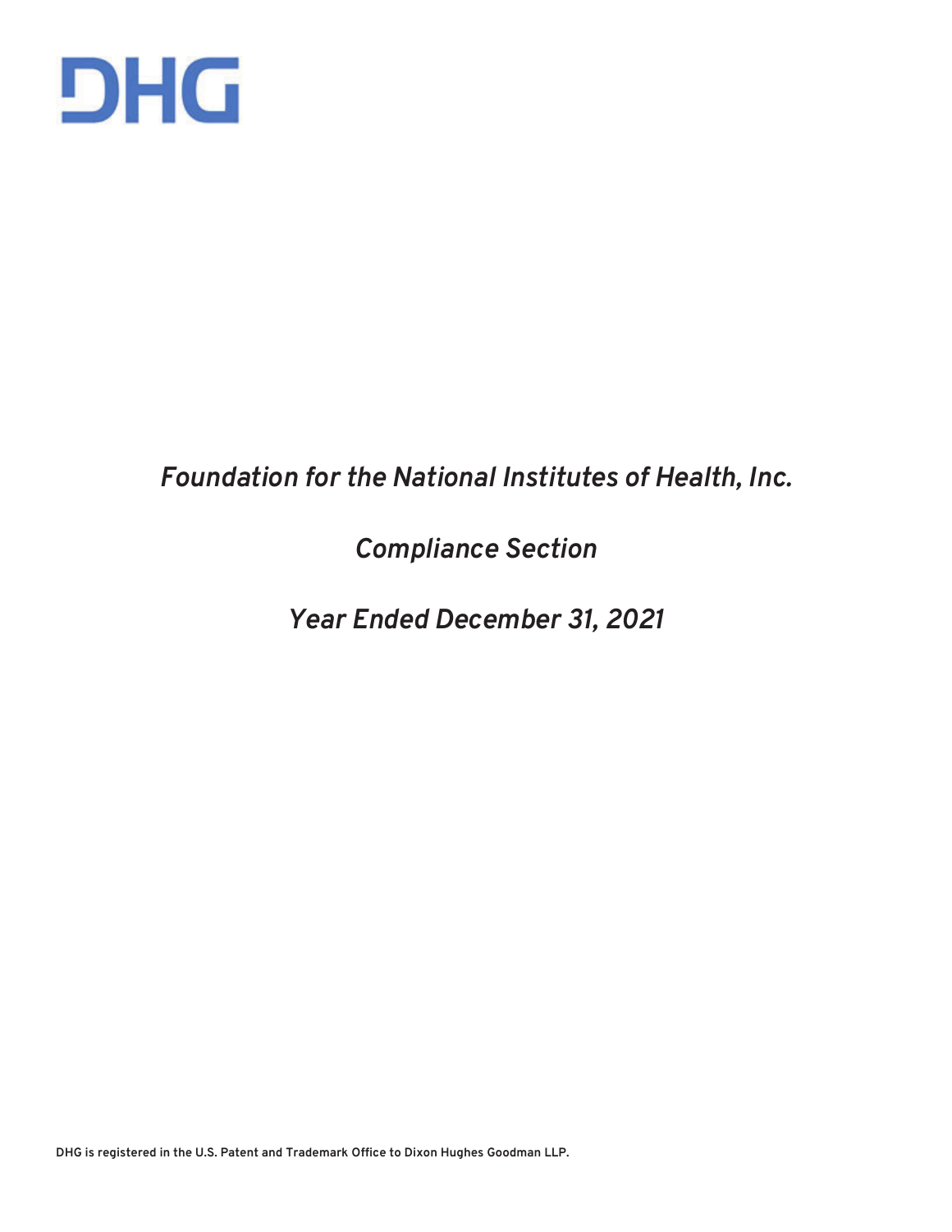DHG

# *Foundation for the National Institutes of Health, Inc.*

## *Compliance Section*

## *Year Ended December 31, 2021*

DHG is registered in the U.S. Patent and Trademark Office to Dixon Hughes Goodman LLP.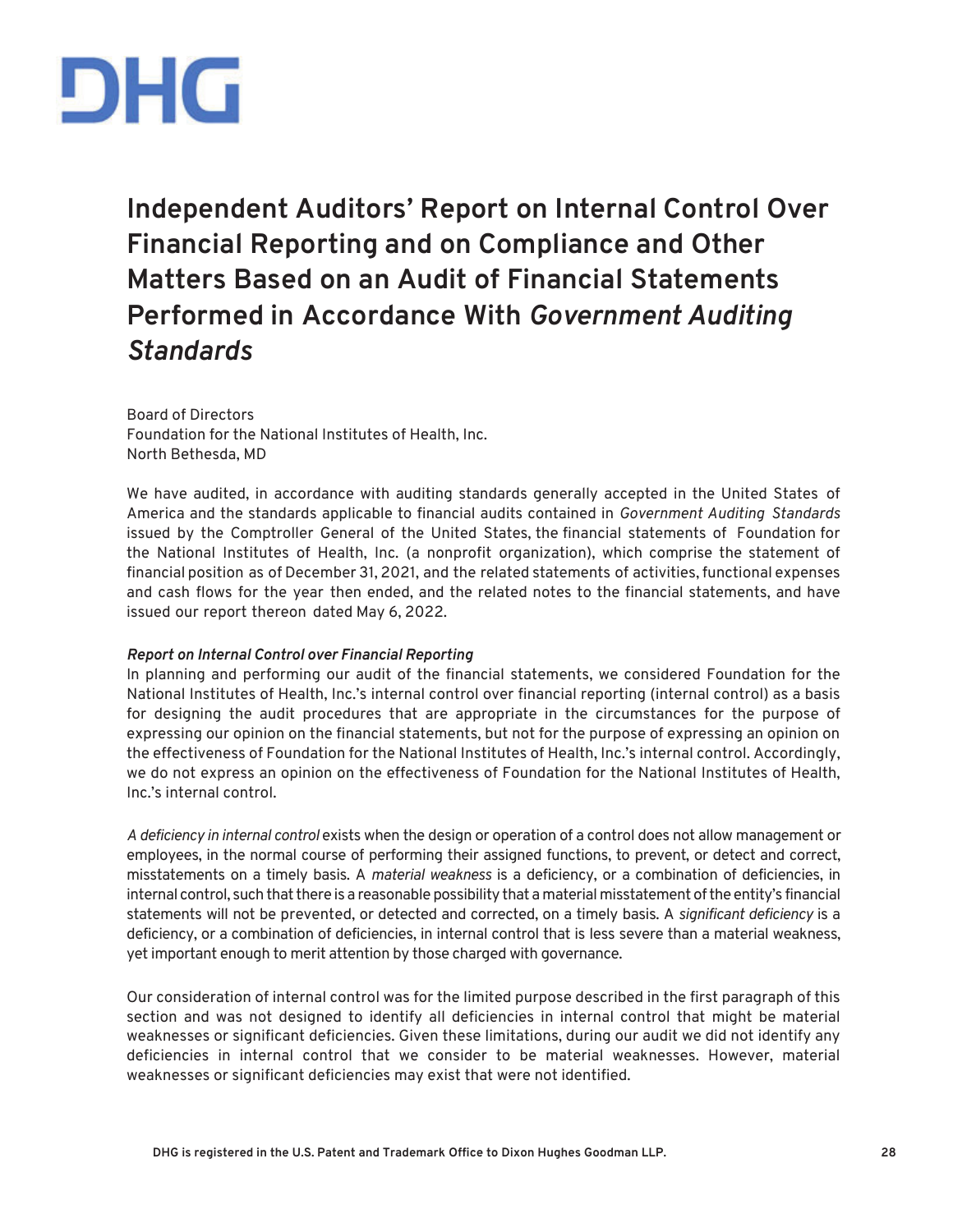DHG

# Independent Auditors' Report on Internal Control Over Financial Reporting and on Compliance and Other Matters Based on an Audit of Financial Statements Performed in Accordance With *Government Auditing Standards*

Board of Directors
Foundation for the National Institutes of Health, Inc.
North Bethesda, MD

We have audited, in accordance with auditing standards generally accepted in the United States of America and the standards applicable to financial audits contained in *Government Auditing Standards* issued by the Comptroller General of the United States, the financial statements of Foundation for the National Institutes of Health, Inc. (a nonprofit organization), which comprise the statement of financial position as of December 31, 2021, and the related statements of activities, functional expenses and cash flows for the year then ended, and the related notes to the financial statements, and have issued our report thereon dated May 6, 2022.

***Report on Internal Control over Financial Reporting***

In planning and performing our audit of the financial statements, we considered Foundation for the National Institutes of Health, Inc.'s internal control over financial reporting (internal control) as a basis for designing the audit procedures that are appropriate in the circumstances for the purpose of expressing our opinion on the financial statements, but not for the purpose of expressing an opinion on the effectiveness of Foundation for the National Institutes of Health, Inc.'s internal control. Accordingly, we do not express an opinion on the effectiveness of Foundation for the National Institutes of Health, Inc.'s internal control.

*A deficiency in internal control* exists when the design or operation of a control does not allow management or employees, in the normal course of performing their assigned functions, to prevent, or detect and correct, misstatements on a timely basis. A *material weakness* is a deficiency, or a combination of deficiencies, in internal control, such that there is a reasonable possibility that a material misstatement of the entity's financial statements will not be prevented, or detected and corrected, on a timely basis. A *significant deficiency* is a deficiency, or a combination of deficiencies, in internal control that is less severe than a material weakness, yet important enough to merit attention by those charged with governance.

Our consideration of internal control was for the limited purpose described in the first paragraph of this section and was not designed to identify all deficiencies in internal control that might be material weaknesses or significant deficiencies. Given these limitations, during our audit we did not identify any deficiencies in internal control that we consider to be material weaknesses. However, material weaknesses or significant deficiencies may exist that were not identified.

DHG is registered in the U.S. Patent and Trademark Office to Dixon Hughes Goodman LLP.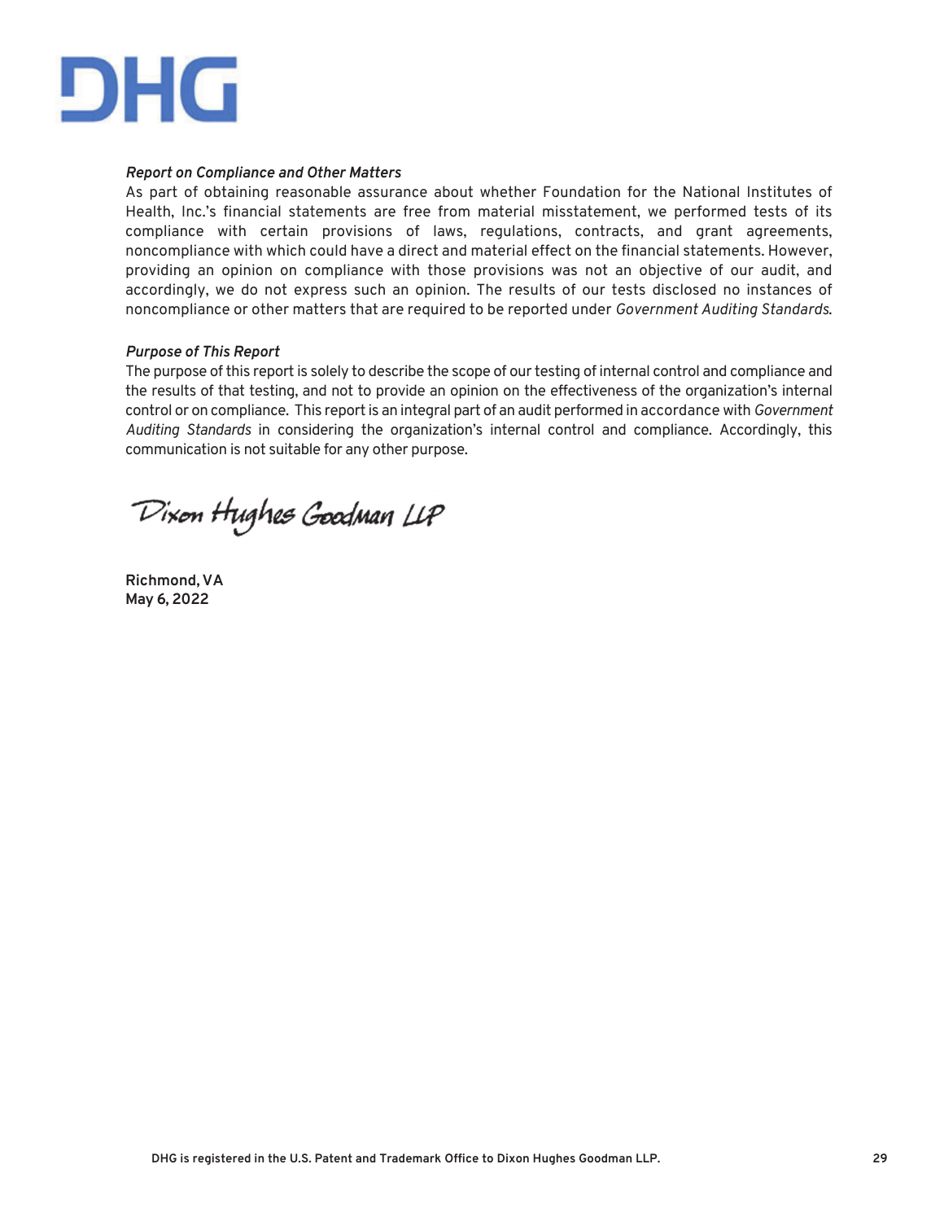***Report on Compliance and Other Matters***

As part of obtaining reasonable assurance about whether Foundation for the National Institutes of Health, Inc.'s financial statements are free from material misstatement, we performed tests of its compliance with certain provisions of laws, regulations, contracts, and grant agreements, noncompliance with which could have a direct and material effect on the financial statements. However, providing an opinion on compliance with those provisions was not an objective of our audit, and accordingly, we do not express such an opinion. The results of our tests disclosed no instances of noncompliance or other matters that are required to be reported under *Government Auditing Standards*.

***Purpose of This Report***

The purpose of this report is solely to describe the scope of our testing of internal control and compliance and the results of that testing, and not to provide an opinion on the effectiveness of the organization's internal control or on compliance. This report is an integral part of an audit performed in accordance with *Government Auditing Standards* in considering the organization's internal control and compliance. Accordingly, this communication is not suitable for any other purpose.

Dixon Hughes Goodman LLP

**Richmond, VA**
**May 6, 2022**

DHG is registered in the U.S. Patent and Trademark Office to Dixon Hughes Goodman LLP.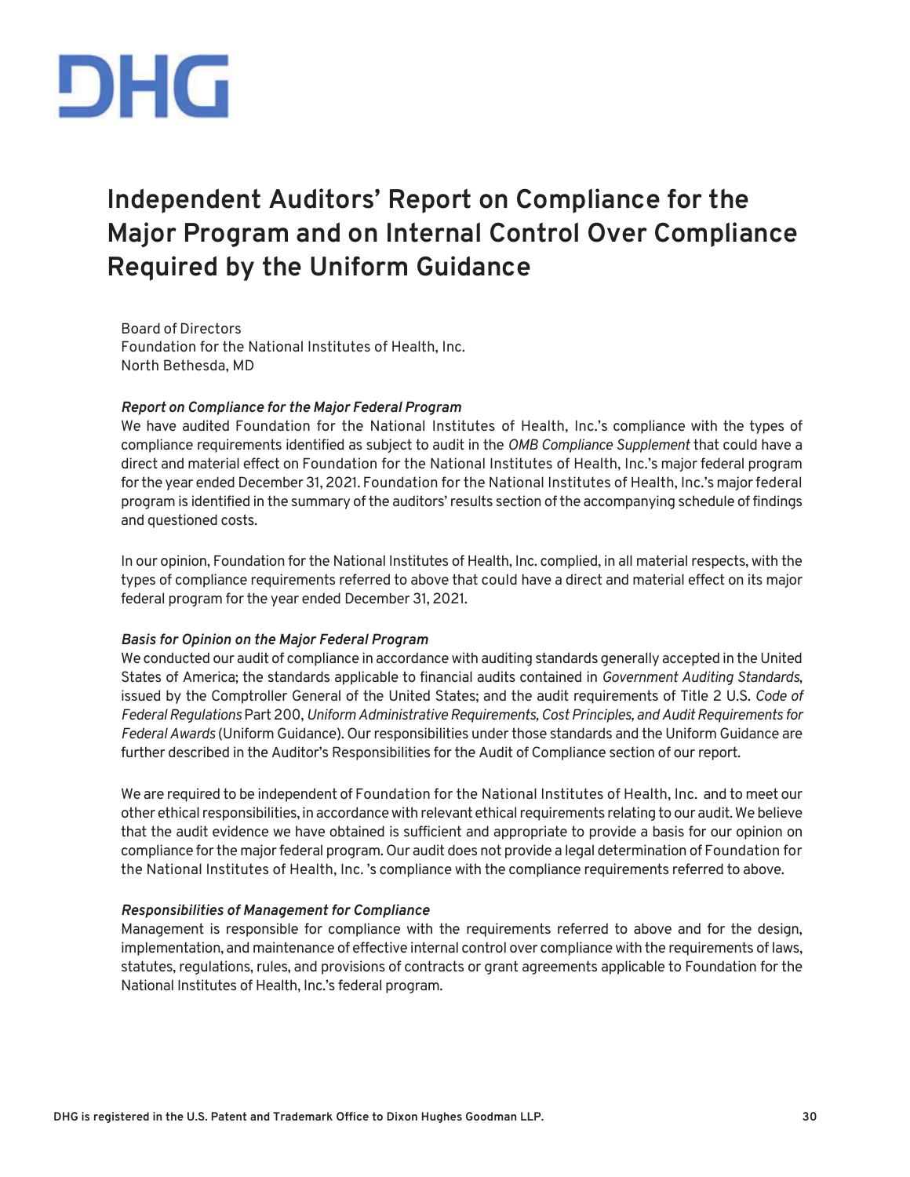DHG

# Independent Auditors' Report on Compliance for the Major Program and on Internal Control Over Compliance Required by the Uniform Guidance

Board of Directors
Foundation for the National Institutes of Health, Inc.
North Bethesda, MD

***Report on Compliance for the Major Federal Program***

We have audited Foundation for the National Institutes of Health, Inc.'s compliance with the types of compliance requirements identified as subject to audit in the *OMB Compliance Supplement* that could have a direct and material effect on Foundation for the National Institutes of Health, Inc.'s major federal program for the year ended December 31, 2021. Foundation for the National Institutes of Health, Inc.'s major federal program is identified in the summary of the auditors' results section of the accompanying schedule of findings and questioned costs.

In our opinion, Foundation for the National Institutes of Health, Inc. complied, in all material respects, with the types of compliance requirements referred to above that could have a direct and material effect on its major federal program for the year ended December 31, 2021.

***Basis for Opinion on the Major Federal Program***

We conducted our audit of compliance in accordance with auditing standards generally accepted in the United States of America; the standards applicable to financial audits contained in *Government Auditing Standards*, issued by the Comptroller General of the United States; and the audit requirements of Title 2 U.S. *Code of Federal Regulations* Part 200, *Uniform Administrative Requirements, Cost Principles, and Audit Requirements for Federal Awards* (Uniform Guidance). Our responsibilities under those standards and the Uniform Guidance are further described in the Auditor's Responsibilities for the Audit of Compliance section of our report.

We are required to be independent of Foundation for the National Institutes of Health, Inc. and to meet our other ethical responsibilities, in accordance with relevant ethical requirements relating to our audit. We believe that the audit evidence we have obtained is sufficient and appropriate to provide a basis for our opinion on compliance for the major federal program. Our audit does not provide a legal determination of Foundation for the National Institutes of Health, Inc. 's compliance with the compliance requirements referred to above.

***Responsibilities of Management for Compliance***

Management is responsible for compliance with the requirements referred to above and for the design, implementation, and maintenance of effective internal control over compliance with the requirements of laws, statutes, regulations, rules, and provisions of contracts or grant agreements applicable to Foundation for the National Institutes of Health, Inc.'s federal program.

DHG is registered in the U.S. Patent and Trademark Office to Dixon Hughes Goodman LLP.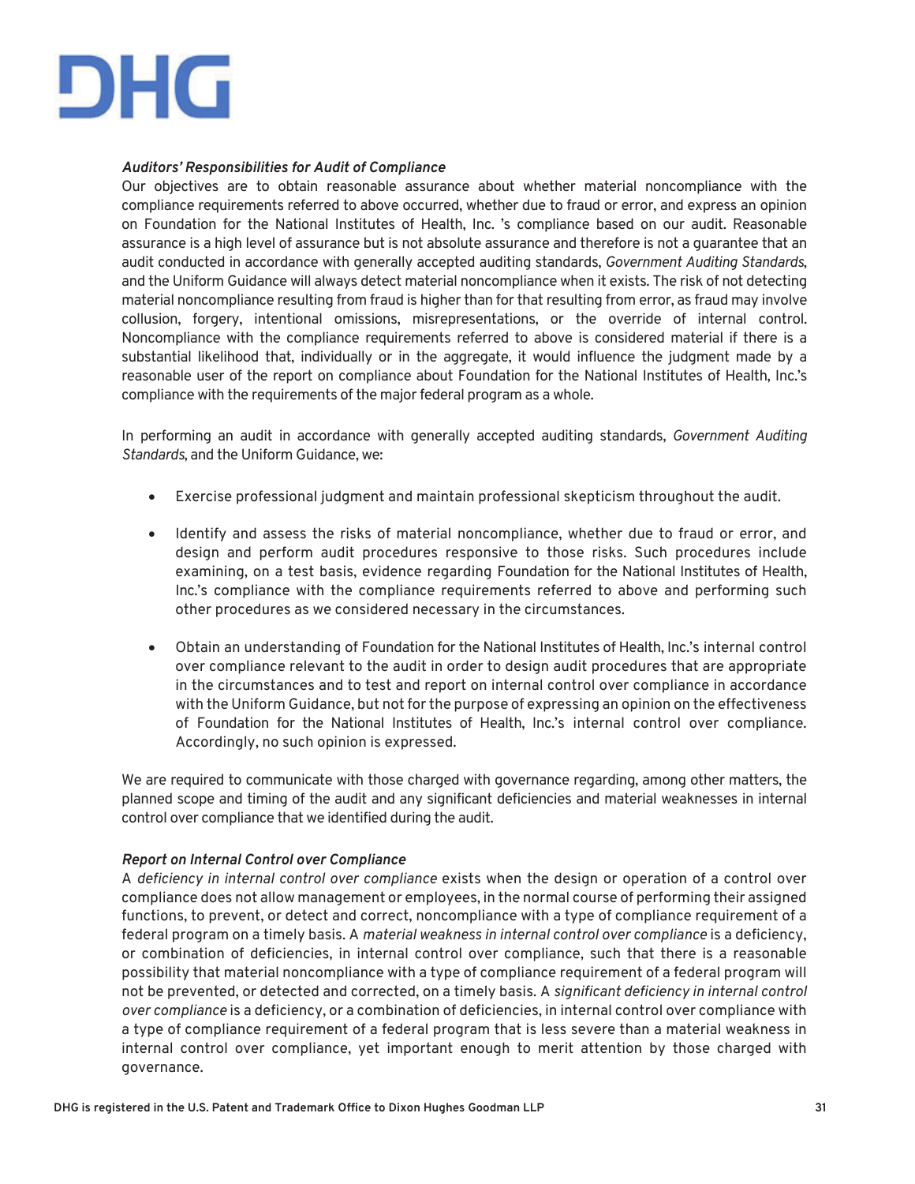### *Auditors' Responsibilities for Audit of Compliance*

Our objectives are to obtain reasonable assurance about whether material noncompliance with the compliance requirements referred to above occurred, whether due to fraud or error, and express an opinion on Foundation for the National Institutes of Health, Inc. 's compliance based on our audit. Reasonable assurance is a high level of assurance but is not absolute assurance and therefore is not a guarantee that an audit conducted in accordance with generally accepted auditing standards, *Government Auditing Standards*, and the Uniform Guidance will always detect material noncompliance when it exists. The risk of not detecting material noncompliance resulting from fraud is higher than for that resulting from error, as fraud may involve collusion, forgery, intentional omissions, misrepresentations, or the override of internal control. Noncompliance with the compliance requirements referred to above is considered material if there is a substantial likelihood that, individually or in the aggregate, it would influence the judgment made by a reasonable user of the report on compliance about Foundation for the National Institutes of Health, Inc.'s compliance with the requirements of the major federal program as a whole.

In performing an audit in accordance with generally accepted auditing standards, *Government Auditing Standards*, and the Uniform Guidance, we:

- Exercise professional judgment and maintain professional skepticism throughout the audit.
- Identify and assess the risks of material noncompliance, whether due to fraud or error, and design and perform audit procedures responsive to those risks. Such procedures include examining, on a test basis, evidence regarding Foundation for the National Institutes of Health, Inc.'s compliance with the compliance requirements referred to above and performing such other procedures as we considered necessary in the circumstances.
- Obtain an understanding of Foundation for the National Institutes of Health, Inc.'s internal control over compliance relevant to the audit in order to design audit procedures that are appropriate in the circumstances and to test and report on internal control over compliance in accordance with the Uniform Guidance, but not for the purpose of expressing an opinion on the effectiveness of Foundation for the National Institutes of Health, Inc.'s internal control over compliance. Accordingly, no such opinion is expressed.

We are required to communicate with those charged with governance regarding, among other matters, the planned scope and timing of the audit and any significant deficiencies and material weaknesses in internal control over compliance that we identified during the audit.

### *Report on Internal Control over Compliance*

A *deficiency in internal control over compliance* exists when the design or operation of a control over compliance does not allow management or employees, in the normal course of performing their assigned functions, to prevent, or detect and correct, noncompliance with a type of compliance requirement of a federal program on a timely basis. A *material weakness in internal control over compliance* is a deficiency, or combination of deficiencies, in internal control over compliance, such that there is a reasonable possibility that material noncompliance with a type of compliance requirement of a federal program will not be prevented, or detected and corrected, on a timely basis. A *significant deficiency in internal control over compliance* is a deficiency, or a combination of deficiencies, in internal control over compliance with a type of compliance requirement of a federal program that is less severe than a material weakness in internal control over compliance, yet important enough to merit attention by those charged with governance.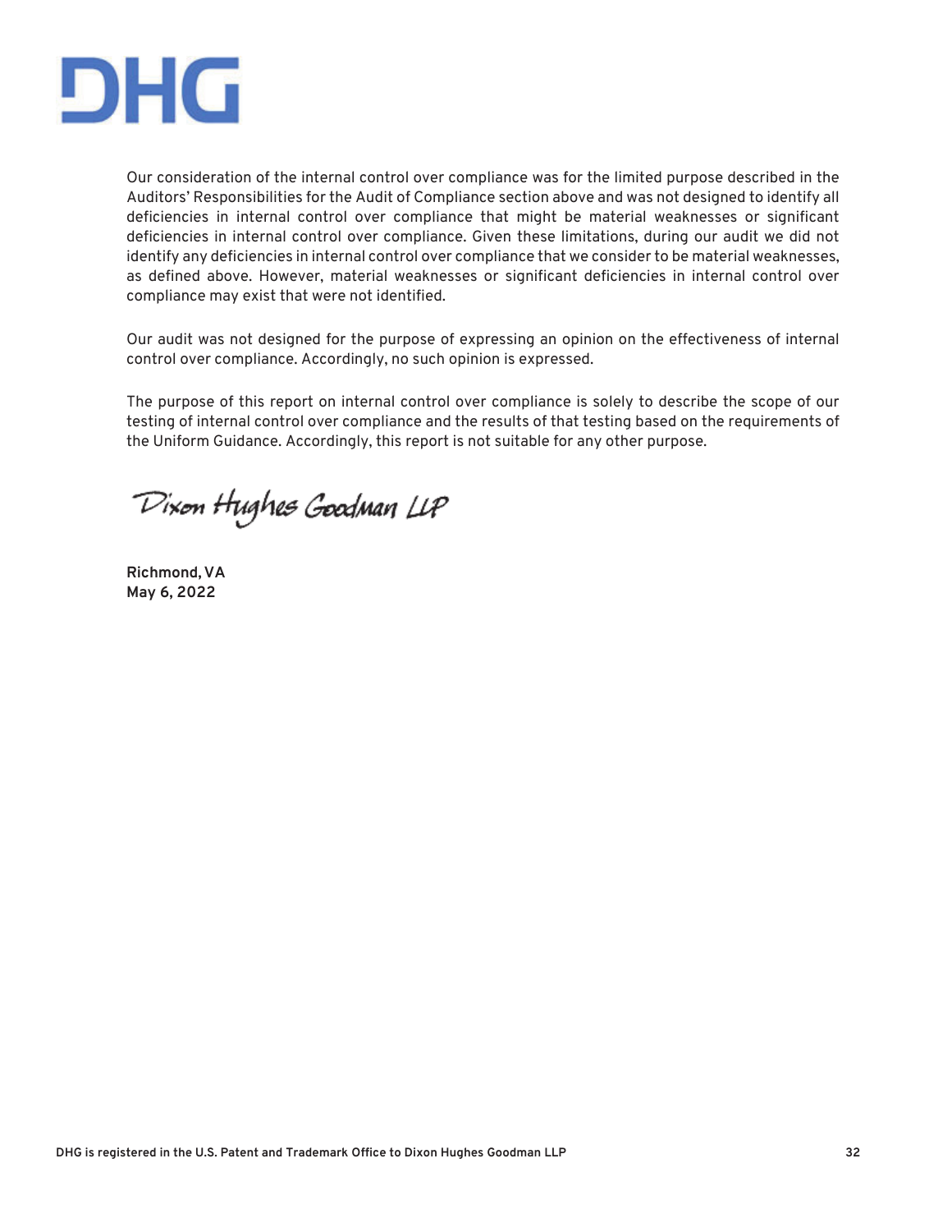Our consideration of the internal control over compliance was for the limited purpose described in the Auditors' Responsibilities for the Audit of Compliance section above and was not designed to identify all deficiencies in internal control over compliance that might be material weaknesses or significant deficiencies in internal control over compliance. Given these limitations, during our audit we did not identify any deficiencies in internal control over compliance that we consider to be material weaknesses, as defined above. However, material weaknesses or significant deficiencies in internal control over compliance may exist that were not identified.

Our audit was not designed for the purpose of expressing an opinion on the effectiveness of internal control over compliance. Accordingly, no such opinion is expressed.

The purpose of this report on internal control over compliance is solely to describe the scope of our testing of internal control over compliance and the results of that testing based on the requirements of the Uniform Guidance. Accordingly, this report is not suitable for any other purpose.

Dixon Hughes Goodman LLP

**Richmond, VA**
**May 6, 2022**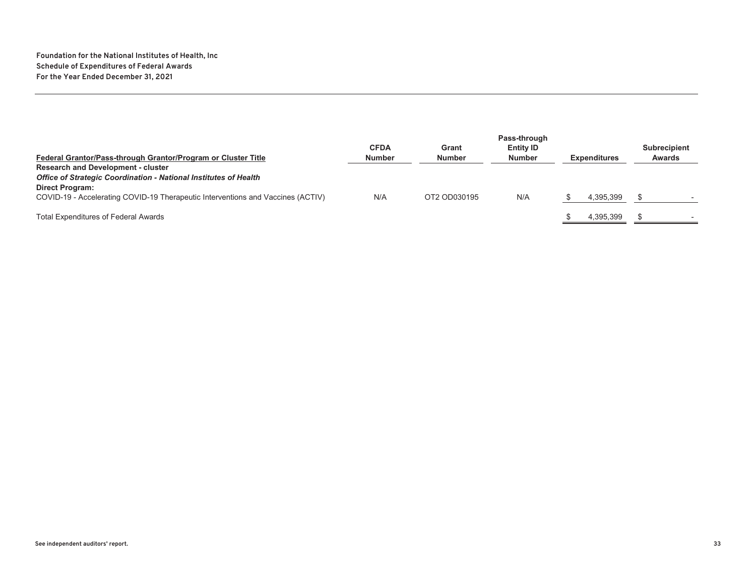**Foundation for the National Institutes of Health, Inc**
**Schedule of Expenditures of Federal Awards**
**For the Year Ended December 31, 2021**

| Federal Grantor/Pass-through Grantor/Program or Cluster Title | CFDA Number | Grant Number | Pass-through Entity ID Number | Expenditures | Subrecipient Awards |
|---|---|---|---|---|---|
| **Research and Development - cluster** | | | | | |
| ***Office of Strategic Coordination - National Institutes of Health*** | | | | | |
| **Direct Program:** | | | | | |
| COVID-19 - Accelerating COVID-19 Therapeutic Interventions and Vaccines (ACTIV) | N/A | OT2 OD030195 | N/A | $ 4,395,399 | $ - |
| Total Expenditures of Federal Awards | | | | $ 4,395,399 | $ - |

See independent auditors' report.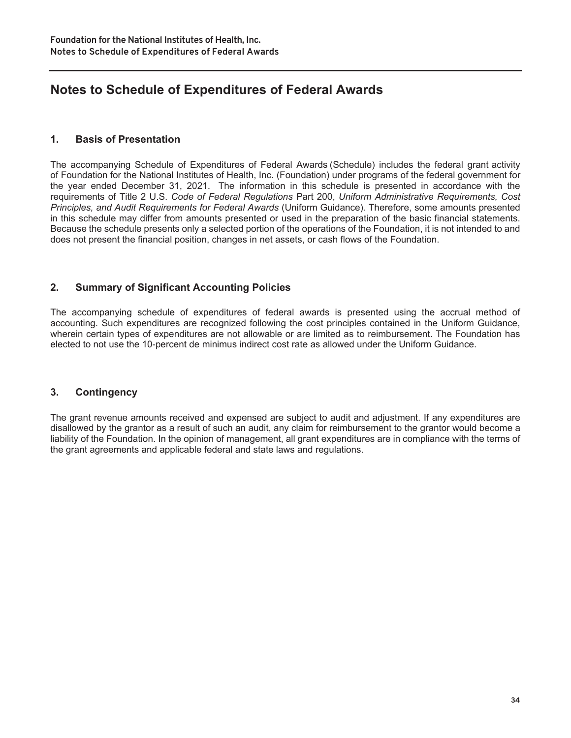# Notes to Schedule of Expenditures of Federal Awards

## 1. Basis of Presentation

The accompanying Schedule of Expenditures of Federal Awards (Schedule) includes the federal grant activity of Foundation for the National Institutes of Health, Inc. (Foundation) under programs of the federal government for the year ended December 31, 2021. The information in this schedule is presented in accordance with the requirements of Title 2 U.S. *Code of Federal Regulations* Part 200, *Uniform Administrative Requirements, Cost Principles, and Audit Requirements for Federal Awards* (Uniform Guidance). Therefore, some amounts presented in this schedule may differ from amounts presented or used in the preparation of the basic financial statements. Because the schedule presents only a selected portion of the operations of the Foundation, it is not intended to and does not present the financial position, changes in net assets, or cash flows of the Foundation.

## 2. Summary of Significant Accounting Policies

The accompanying schedule of expenditures of federal awards is presented using the accrual method of accounting. Such expenditures are recognized following the cost principles contained in the Uniform Guidance, wherein certain types of expenditures are not allowable or are limited as to reimbursement. The Foundation has elected to not use the 10-percent de minimus indirect cost rate as allowed under the Uniform Guidance.

## 3. Contingency

The grant revenue amounts received and expensed are subject to audit and adjustment. If any expenditures are disallowed by the grantor as a result of such an audit, any claim for reimbursement to the grantor would become a liability of the Foundation. In the opinion of management, all grant expenditures are in compliance with the terms of the grant agreements and applicable federal and state laws and regulations.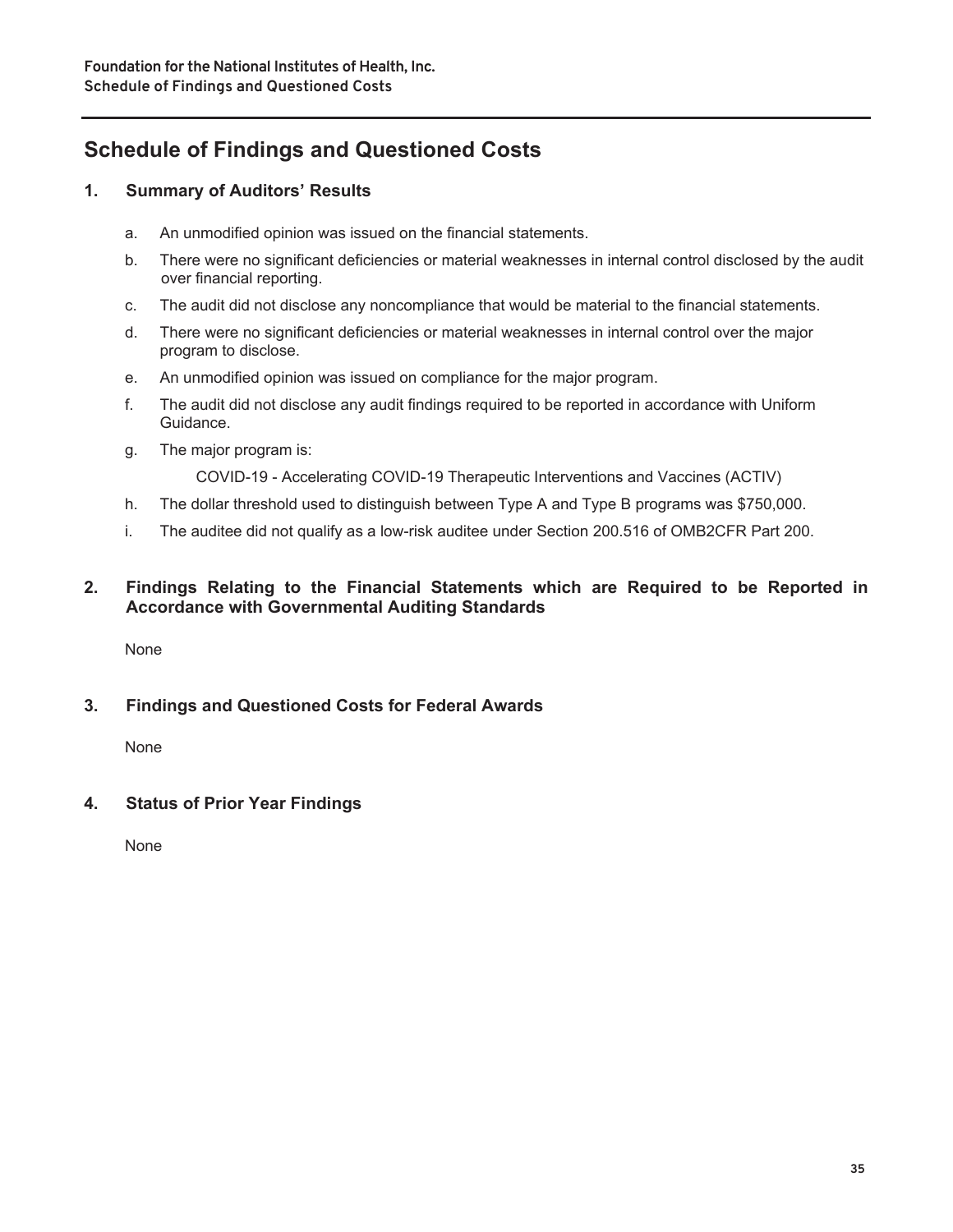# Schedule of Findings and Questioned Costs

## 1. Summary of Auditors' Results

a. An unmodified opinion was issued on the financial statements.

b. There were no significant deficiencies or material weaknesses in internal control disclosed by the audit over financial reporting.

c. The audit did not disclose any noncompliance that would be material to the financial statements.

d. There were no significant deficiencies or material weaknesses in internal control over the major program to disclose.

e. An unmodified opinion was issued on compliance for the major program.

f. The audit did not disclose any audit findings required to be reported in accordance with Uniform Guidance.

g. The major program is:

   COVID-19 - Accelerating COVID-19 Therapeutic Interventions and Vaccines (ACTIV)

h. The dollar threshold used to distinguish between Type A and Type B programs was $750,000.

i. The auditee did not qualify as a low-risk auditee under Section 200.516 of OMB2CFR Part 200.

## 2. Findings Relating to the Financial Statements which are Required to be Reported in Accordance with Governmental Auditing Standards

None

## 3. Findings and Questioned Costs for Federal Awards

None

## 4. Status of Prior Year Findings

None